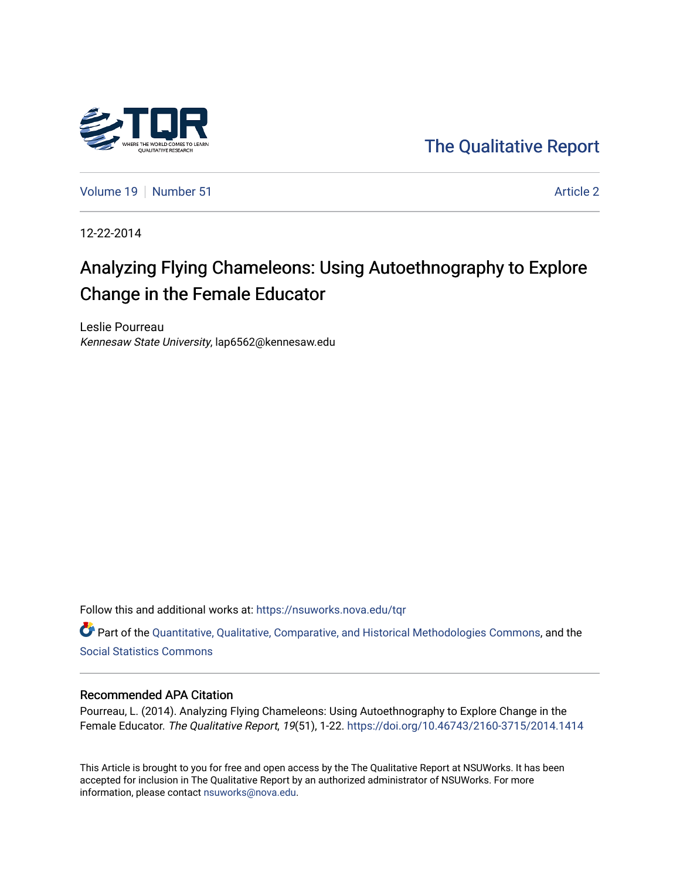The Qualitative Report

Volume 19 | Number 51 | Article 2

12-22-2014

# Analyzing Flying Chameleons: Using Autoethnography to Explore Change in the Female Educator

Leslie Pourreau
*Kennesaw State University*, lap6562@kennesaw.edu

Follow this and additional works at: https://nsuworks.nova.edu/tqr

Part of the Quantitative, Qualitative, Comparative, and Historical Methodologies Commons, and the Social Statistics Commons

## Recommended APA Citation

Pourreau, L. (2014). Analyzing Flying Chameleons: Using Autoethnography to Explore Change in the Female Educator. *The Qualitative Report*, *19*(51), 1-22. https://doi.org/10.46743/2160-3715/2014.1414

This Article is brought to you for free and open access by the The Qualitative Report at NSUWorks. It has been accepted for inclusion in The Qualitative Report by an authorized administrator of NSUWorks. For more information, please contact nsuworks@nova.edu.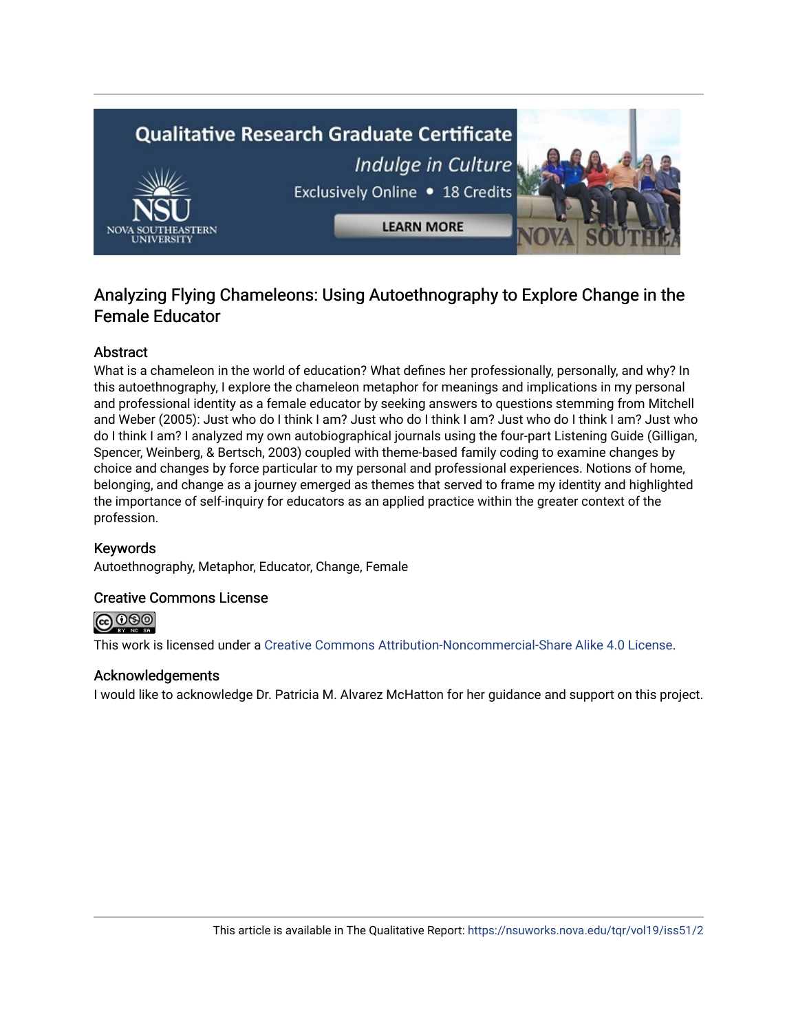# Analyzing Flying Chameleons: Using Autoethnography to Explore Change in the Female Educator

## Abstract

What is a chameleon in the world of education? What defines her professionally, personally, and why? In this autoethnography, I explore the chameleon metaphor for meanings and implications in my personal and professional identity as a female educator by seeking answers to questions stemming from Mitchell and Weber (2005): Just who do I think I am? Just who do I think I am? Just who do I think I am? Just who do I think I am? I analyzed my own autobiographical journals using the four-part Listening Guide (Gilligan, Spencer, Weinberg, & Bertsch, 2003) coupled with theme-based family coding to examine changes by choice and changes by force particular to my personal and professional experiences. Notions of home, belonging, and change as a journey emerged as themes that served to frame my identity and highlighted the importance of self-inquiry for educators as an applied practice within the greater context of the profession.

## Keywords

Autoethnography, Metaphor, Educator, Change, Female

## Creative Commons License

This work is licensed under a Creative Commons Attribution-Noncommercial-Share Alike 4.0 License.

## Acknowledgements

I would like to acknowledge Dr. Patricia M. Alvarez McHatton for her guidance and support on this project.

This article is available in The Qualitative Report: https://nsuworks.nova.edu/tqr/vol19/iss51/2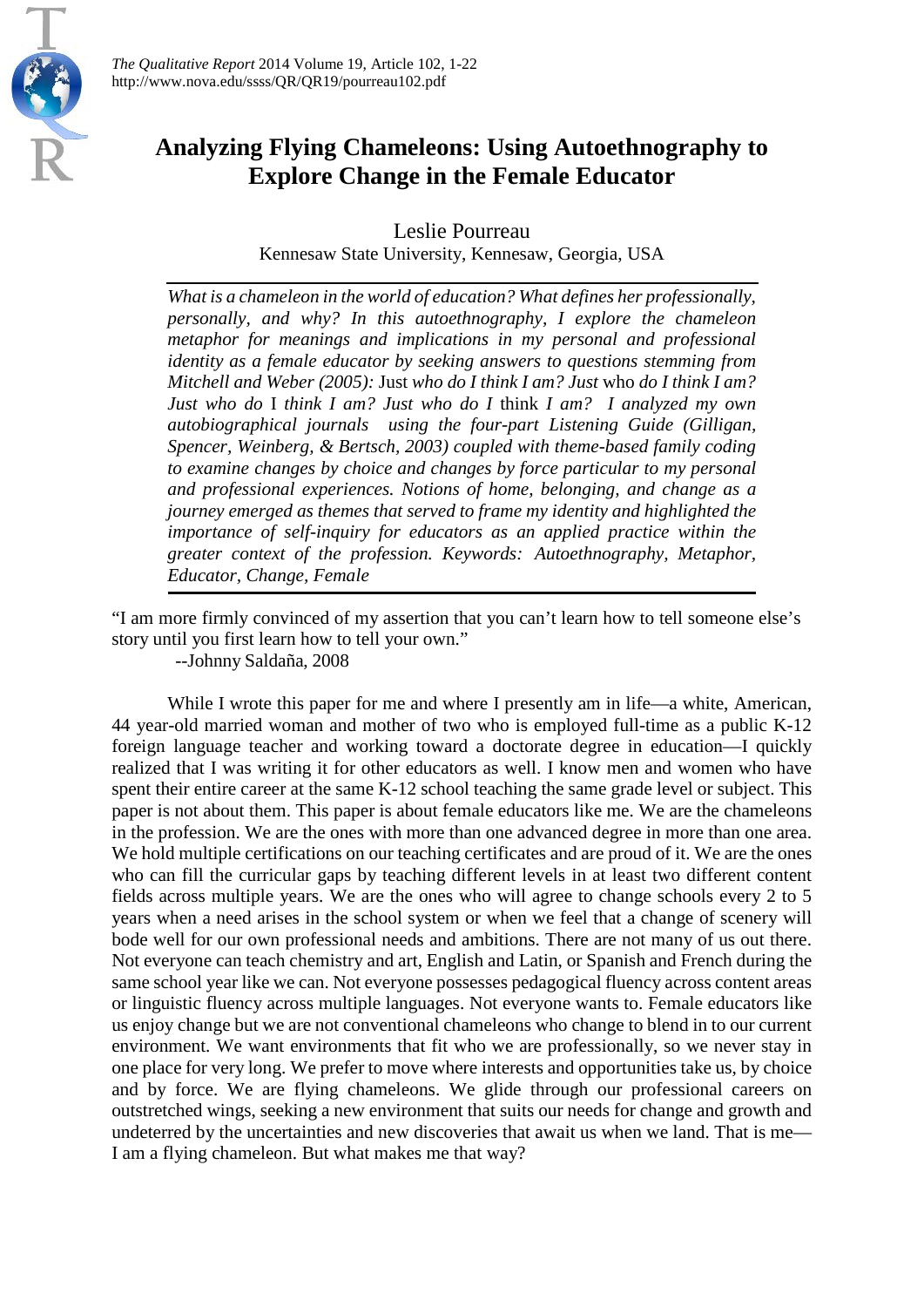# Analyzing Flying Chameleons: Using Autoethnography to Explore Change in the Female Educator

Leslie Pourreau

Kennesaw State University, Kennesaw, Georgia, USA

*What is a chameleon in the world of education? What defines her professionally, personally, and why? In this autoethnography, I explore the chameleon metaphor for meanings and implications in my personal and professional identity as a female educator by seeking answers to questions stemming from Mitchell and Weber (2005):* Just *who do I think I am? Just* who *do I think I am? Just who do* I *think I am? Just who do I* think *I am? I analyzed my own autobiographical journals using the four-part Listening Guide (Gilligan, Spencer, Weinberg, & Bertsch, 2003) coupled with theme-based family coding to examine changes by choice and changes by force particular to my personal and professional experiences. Notions of home, belonging, and change as a journey emerged as themes that served to frame my identity and highlighted the importance of self-inquiry for educators as an applied practice within the greater context of the profession. Keywords: Autoethnography, Metaphor, Educator, Change, Female*

"I am more firmly convinced of my assertion that you can't learn how to tell someone else's story until you first learn how to tell your own."

--Johnny Saldaña, 2008

While I wrote this paper for me and where I presently am in life—a white, American, 44 year-old married woman and mother of two who is employed full-time as a public K-12 foreign language teacher and working toward a doctorate degree in education—I quickly realized that I was writing it for other educators as well. I know men and women who have spent their entire career at the same K-12 school teaching the same grade level or subject. This paper is not about them. This paper is about female educators like me. We are the chameleons in the profession. We are the ones with more than one advanced degree in more than one area. We hold multiple certifications on our teaching certificates and are proud of it. We are the ones who can fill the curricular gaps by teaching different levels in at least two different content fields across multiple years. We are the ones who will agree to change schools every 2 to 5 years when a need arises in the school system or when we feel that a change of scenery will bode well for our own professional needs and ambitions. There are not many of us out there. Not everyone can teach chemistry and art, English and Latin, or Spanish and French during the same school year like we can. Not everyone possesses pedagogical fluency across content areas or linguistic fluency across multiple languages. Not everyone wants to. Female educators like us enjoy change but we are not conventional chameleons who change to blend in to our current environment. We want environments that fit who we are professionally, so we never stay in one place for very long. We prefer to move where interests and opportunities take us, by choice and by force. We are flying chameleons. We glide through our professional careers on outstretched wings, seeking a new environment that suits our needs for change and growth and undeterred by the uncertainties and new discoveries that await us when we land. That is me—I am a flying chameleon. But what makes me that way?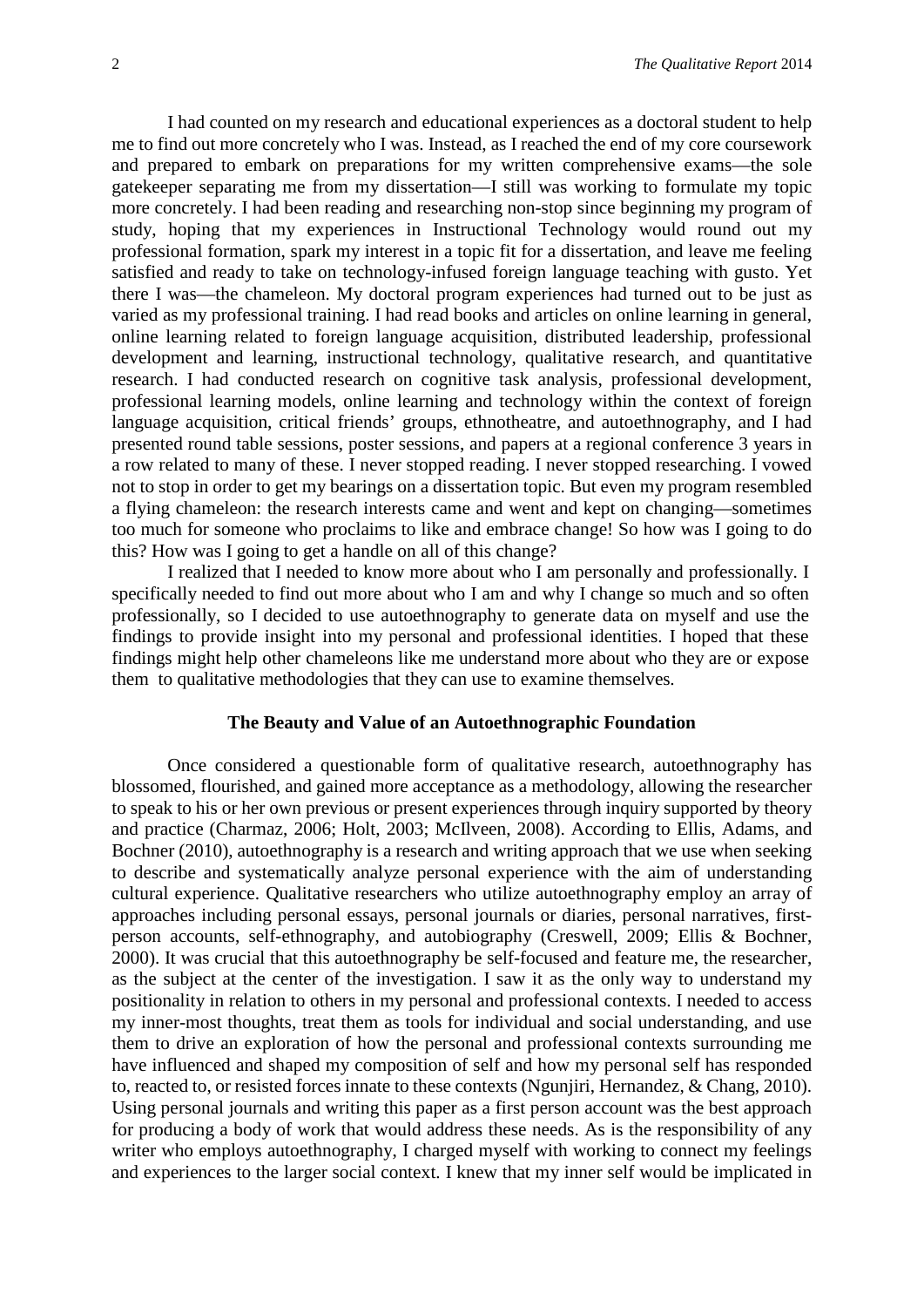I had counted on my research and educational experiences as a doctoral student to help me to find out more concretely who I was. Instead, as I reached the end of my core coursework and prepared to embark on preparations for my written comprehensive exams—the sole gatekeeper separating me from my dissertation—I still was working to formulate my topic more concretely. I had been reading and researching non-stop since beginning my program of study, hoping that my experiences in Instructional Technology would round out my professional formation, spark my interest in a topic fit for a dissertation, and leave me feeling satisfied and ready to take on technology-infused foreign language teaching with gusto. Yet there I was—the chameleon. My doctoral program experiences had turned out to be just as varied as my professional training. I had read books and articles on online learning in general, online learning related to foreign language acquisition, distributed leadership, professional development and learning, instructional technology, qualitative research, and quantitative research. I had conducted research on cognitive task analysis, professional development, professional learning models, online learning and technology within the context of foreign language acquisition, critical friends' groups, ethnotheatre, and autoethnography, and I had presented round table sessions, poster sessions, and papers at a regional conference 3 years in a row related to many of these. I never stopped reading. I never stopped researching. I vowed not to stop in order to get my bearings on a dissertation topic. But even my program resembled a flying chameleon: the research interests came and went and kept on changing—sometimes too much for someone who proclaims to like and embrace change! So how was I going to do this? How was I going to get a handle on all of this change?

I realized that I needed to know more about who I am personally and professionally. I specifically needed to find out more about who I am and why I change so much and so often professionally, so I decided to use autoethnography to generate data on myself and use the findings to provide insight into my personal and professional identities. I hoped that these findings might help other chameleons like me understand more about who they are or expose them to qualitative methodologies that they can use to examine themselves.

## The Beauty and Value of an Autoethnographic Foundation

Once considered a questionable form of qualitative research, autoethnography has blossomed, flourished, and gained more acceptance as a methodology, allowing the researcher to speak to his or her own previous or present experiences through inquiry supported by theory and practice (Charmaz, 2006; Holt, 2003; McIlveen, 2008). According to Ellis, Adams, and Bochner (2010), autoethnography is a research and writing approach that we use when seeking to describe and systematically analyze personal experience with the aim of understanding cultural experience. Qualitative researchers who utilize autoethnography employ an array of approaches including personal essays, personal journals or diaries, personal narratives, first-person accounts, self-ethnography, and autobiography (Creswell, 2009; Ellis & Bochner, 2000). It was crucial that this autoethnography be self-focused and feature me, the researcher, as the subject at the center of the investigation. I saw it as the only way to understand my positionality in relation to others in my personal and professional contexts. I needed to access my inner-most thoughts, treat them as tools for individual and social understanding, and use them to drive an exploration of how the personal and professional contexts surrounding me have influenced and shaped my composition of self and how my personal self has responded to, reacted to, or resisted forces innate to these contexts (Ngunjiri, Hernandez, & Chang, 2010). Using personal journals and writing this paper as a first person account was the best approach for producing a body of work that would address these needs. As is the responsibility of any writer who employs autoethnography, I charged myself with working to connect my feelings and experiences to the larger social context. I knew that my inner self would be implicated in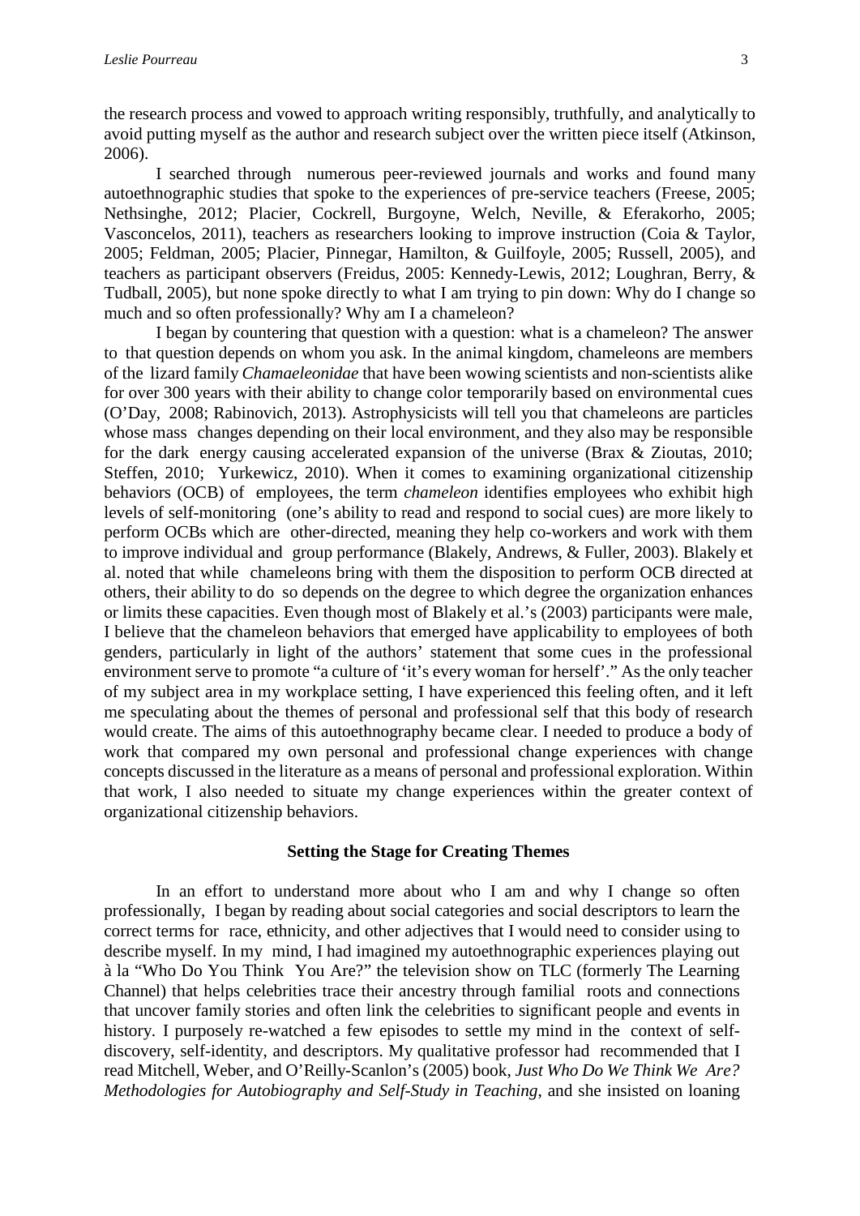the research process and vowed to approach writing responsibly, truthfully, and analytically to avoid putting myself as the author and research subject over the written piece itself (Atkinson, 2006).

I searched through numerous peer-reviewed journals and works and found many autoethnographic studies that spoke to the experiences of pre-service teachers (Freese, 2005; Nethsinghe, 2012; Placier, Cockrell, Burgoyne, Welch, Neville, & Eferakorho, 2005; Vasconcelos, 2011), teachers as researchers looking to improve instruction (Coia & Taylor, 2005; Feldman, 2005; Placier, Pinnegar, Hamilton, & Guilfoyle, 2005; Russell, 2005), and teachers as participant observers (Freidus, 2005: Kennedy-Lewis, 2012; Loughran, Berry, & Tudball, 2005), but none spoke directly to what I am trying to pin down: Why do I change so much and so often professionally? Why am I a chameleon?

I began by countering that question with a question: what is a chameleon? The answer to that question depends on whom you ask. In the animal kingdom, chameleons are members of the lizard family *Chamaeleonidae* that have been wowing scientists and non-scientists alike for over 300 years with their ability to change color temporarily based on environmental cues (O'Day, 2008; Rabinovich, 2013). Astrophysicists will tell you that chameleons are particles whose mass changes depending on their local environment, and they also may be responsible for the dark energy causing accelerated expansion of the universe (Brax & Zioutas, 2010; Steffen, 2010; Yurkewicz, 2010). When it comes to examining organizational citizenship behaviors (OCB) of employees, the term *chameleon* identifies employees who exhibit high levels of self-monitoring (one's ability to read and respond to social cues) are more likely to perform OCBs which are other-directed, meaning they help co-workers and work with them to improve individual and group performance (Blakely, Andrews, & Fuller, 2003). Blakely et al. noted that while chameleons bring with them the disposition to perform OCB directed at others, their ability to do so depends on the degree to which degree the organization enhances or limits these capacities. Even though most of Blakely et al.'s (2003) participants were male, I believe that the chameleon behaviors that emerged have applicability to employees of both genders, particularly in light of the authors' statement that some cues in the professional environment serve to promote "a culture of 'it's every woman for herself'." As the only teacher of my subject area in my workplace setting, I have experienced this feeling often, and it left me speculating about the themes of personal and professional self that this body of research would create. The aims of this autoethnography became clear. I needed to produce a body of work that compared my own personal and professional change experiences with change concepts discussed in the literature as a means of personal and professional exploration. Within that work, I also needed to situate my change experiences within the greater context of organizational citizenship behaviors.

## Setting the Stage for Creating Themes

In an effort to understand more about who I am and why I change so often professionally, I began by reading about social categories and social descriptors to learn the correct terms for race, ethnicity, and other adjectives that I would need to consider using to describe myself. In my mind, I had imagined my autoethnographic experiences playing out à la "Who Do You Think You Are?" the television show on TLC (formerly The Learning Channel) that helps celebrities trace their ancestry through familial roots and connections that uncover family stories and often link the celebrities to significant people and events in history. I purposely re-watched a few episodes to settle my mind in the context of self-discovery, self-identity, and descriptors. My qualitative professor had recommended that I read Mitchell, Weber, and O'Reilly-Scanlon's (2005) book, *Just Who Do We Think We Are? Methodologies for Autobiography and Self-Study in Teaching*, and she insisted on loaning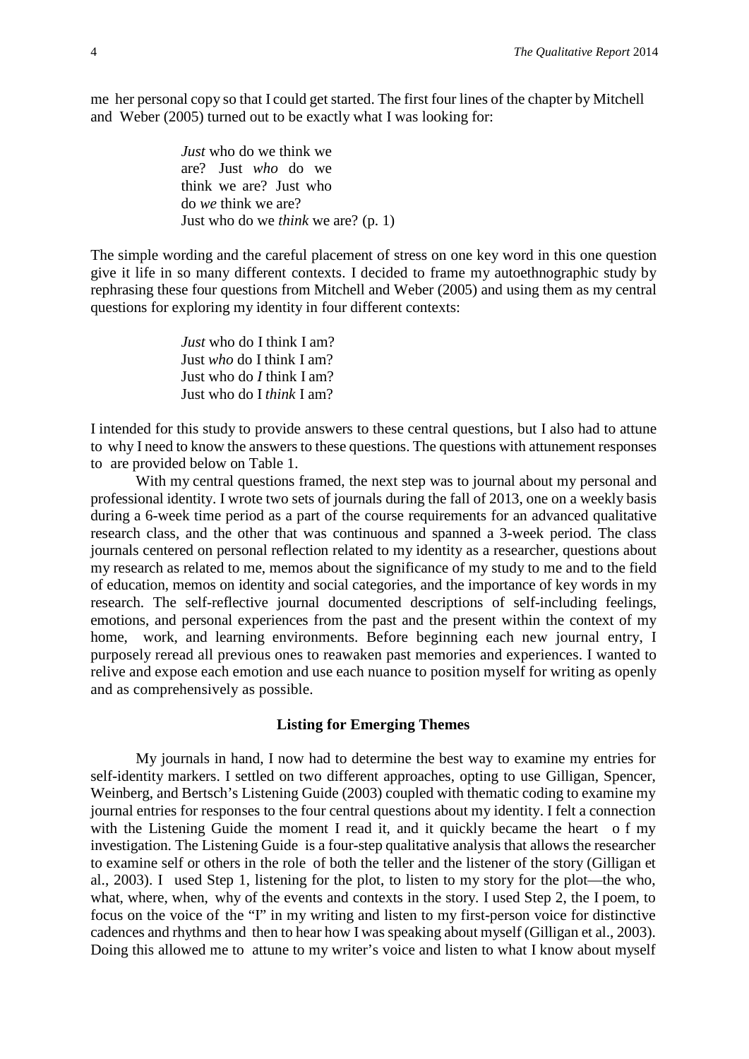me her personal copy so that I could get started. The first four lines of the chapter by Mitchell and Weber (2005) turned out to be exactly what I was looking for:

> *Just* who do we think we are? Just *who* do we think we are? Just who do *we* think we are?
> Just who do we *think* we are? (p. 1)

The simple wording and the careful placement of stress on one key word in this one question give it life in so many different contexts. I decided to frame my autoethnographic study by rephrasing these four questions from Mitchell and Weber (2005) and using them as my central questions for exploring my identity in four different contexts:

> *Just* who do I think I am?
> Just *who* do I think I am?
> Just who do *I* think I am?
> Just who do I *think* I am?

I intended for this study to provide answers to these central questions, but I also had to attune to why I need to know the answers to these questions. The questions with attunement responses to are provided below on Table 1.

With my central questions framed, the next step was to journal about my personal and professional identity. I wrote two sets of journals during the fall of 2013, one on a weekly basis during a 6-week time period as a part of the course requirements for an advanced qualitative research class, and the other that was continuous and spanned a 3-week period. The class journals centered on personal reflection related to my identity as a researcher, questions about my research as related to me, memos about the significance of my study to me and to the field of education, memos on identity and social categories, and the importance of key words in my research. The self-reflective journal documented descriptions of self-including feelings, emotions, and personal experiences from the past and the present within the context of my home, work, and learning environments. Before beginning each new journal entry, I purposely reread all previous ones to reawaken past memories and experiences. I wanted to relive and expose each emotion and use each nuance to position myself for writing as openly and as comprehensively as possible.

## Listing for Emerging Themes

My journals in hand, I now had to determine the best way to examine my entries for self-identity markers. I settled on two different approaches, opting to use Gilligan, Spencer, Weinberg, and Bertsch's Listening Guide (2003) coupled with thematic coding to examine my journal entries for responses to the four central questions about my identity. I felt a connection with the Listening Guide the moment I read it, and it quickly became the heart of my investigation. The Listening Guide is a four-step qualitative analysis that allows the researcher to examine self or others in the role of both the teller and the listener of the story (Gilligan et al., 2003). I used Step 1, listening for the plot, to listen to my story for the plot—the who, what, where, when, why of the events and contexts in the story. I used Step 2, the I poem, to focus on the voice of the "I" in my writing and listen to my first-person voice for distinctive cadences and rhythms and then to hear how I was speaking about myself (Gilligan et al., 2003). Doing this allowed me to attune to my writer's voice and listen to what I know about myself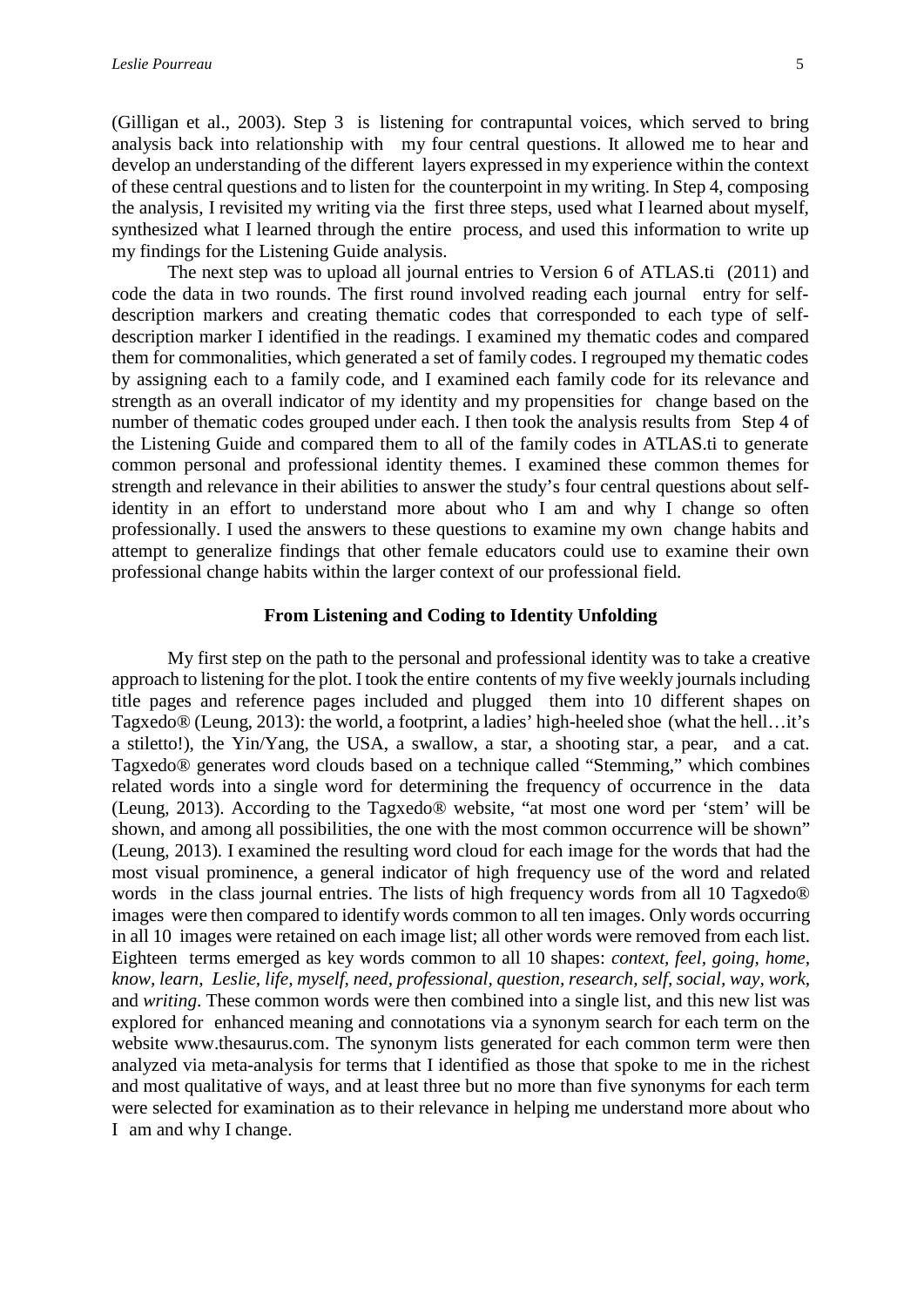(Gilligan et al., 2003). Step 3 is listening for contrapuntal voices, which served to bring analysis back into relationship with my four central questions. It allowed me to hear and develop an understanding of the different layers expressed in my experience within the context of these central questions and to listen for the counterpoint in my writing. In Step 4, composing the analysis, I revisited my writing via the first three steps, used what I learned about myself, synthesized what I learned through the entire process, and used this information to write up my findings for the Listening Guide analysis.

The next step was to upload all journal entries to Version 6 of ATLAS.ti (2011) and code the data in two rounds. The first round involved reading each journal entry for self-description markers and creating thematic codes that corresponded to each type of self-description marker I identified in the readings. I examined my thematic codes and compared them for commonalities, which generated a set of family codes. I regrouped my thematic codes by assigning each to a family code, and I examined each family code for its relevance and strength as an overall indicator of my identity and my propensities for change based on the number of thematic codes grouped under each. I then took the analysis results from Step 4 of the Listening Guide and compared them to all of the family codes in ATLAS.ti to generate common personal and professional identity themes. I examined these common themes for strength and relevance in their abilities to answer the study's four central questions about self-identity in an effort to understand more about who I am and why I change so often professionally. I used the answers to these questions to examine my own change habits and attempt to generalize findings that other female educators could use to examine their own professional change habits within the larger context of our professional field.

## From Listening and Coding to Identity Unfolding

My first step on the path to the personal and professional identity was to take a creative approach to listening for the plot. I took the entire contents of my five weekly journals including title pages and reference pages included and plugged them into 10 different shapes on Tagxedo® (Leung, 2013): the world, a footprint, a ladies' high-heeled shoe (what the hell…it's a stiletto!), the Yin/Yang, the USA, a swallow, a star, a shooting star, a pear, and a cat. Tagxedo® generates word clouds based on a technique called "Stemming," which combines related words into a single word for determining the frequency of occurrence in the data (Leung, 2013). According to the Tagxedo® website, "at most one word per 'stem' will be shown, and among all possibilities, the one with the most common occurrence will be shown" (Leung, 2013). I examined the resulting word cloud for each image for the words that had the most visual prominence, a general indicator of high frequency use of the word and related words in the class journal entries. The lists of high frequency words from all 10 Tagxedo® images were then compared to identify words common to all ten images. Only words occurring in all 10 images were retained on each image list; all other words were removed from each list. Eighteen terms emerged as key words common to all 10 shapes: *context, feel, going, home, know, learn, Leslie, life, myself, need, professional, question, research, self, social, way, work,* and *writing*. These common words were then combined into a single list, and this new list was explored for enhanced meaning and connotations via a synonym search for each term on the website www.thesaurus.com. The synonym lists generated for each common term were then analyzed via meta-analysis for terms that I identified as those that spoke to me in the richest and most qualitative of ways, and at least three but no more than five synonyms for each term were selected for examination as to their relevance in helping me understand more about who I am and why I change.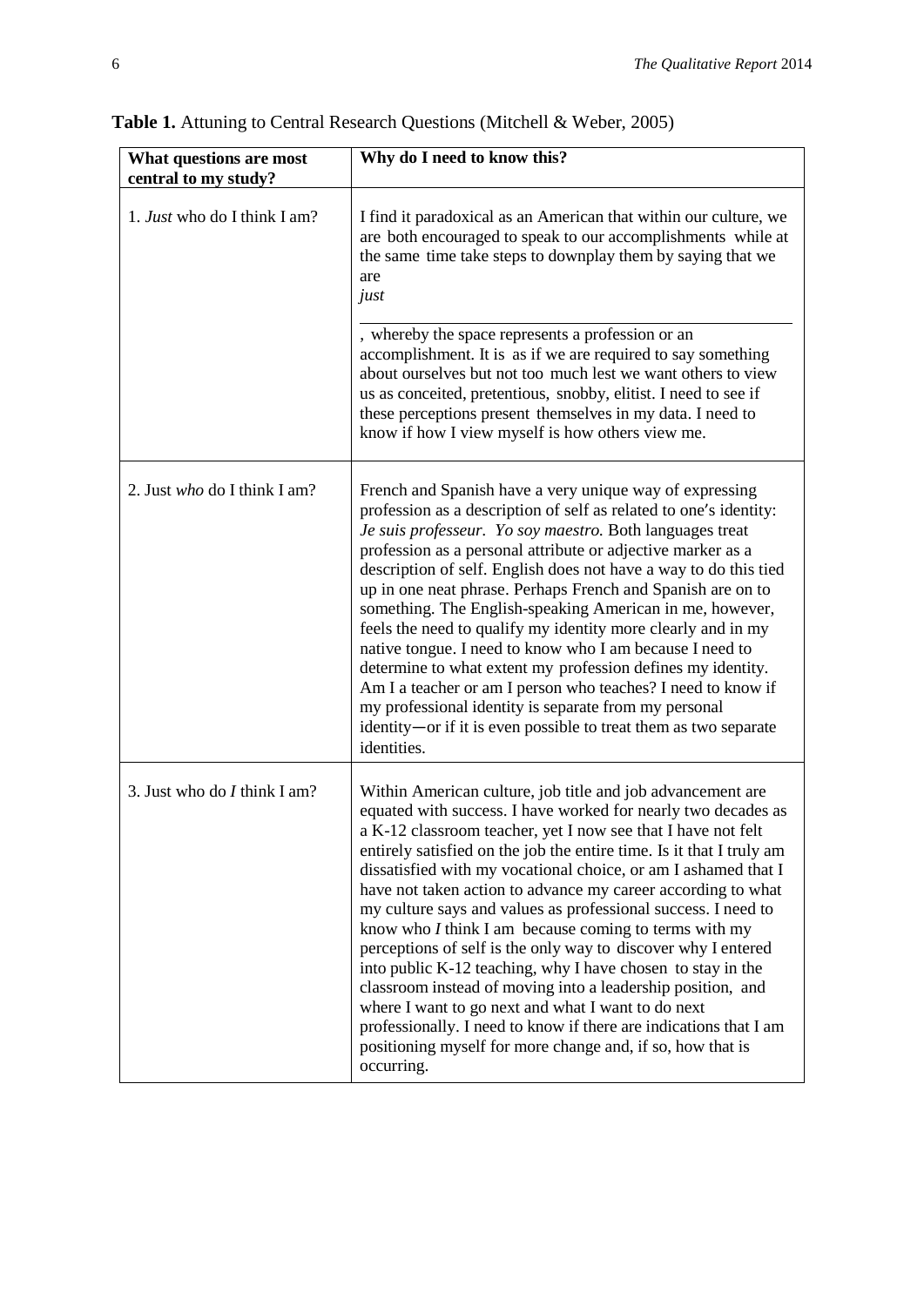**Table 1.** Attuning to Central Research Questions (Mitchell & Weber, 2005)

| What questions are most central to my study? | Why do I need to know this? |
|---|---|
| 1. *Just* who do I think I am? | I find it paradoxical as an American that within our culture, we are both encouraged to speak to our accomplishments while at the same time take steps to downplay them by saying that we are *just* \_\_\_\_\_\_\_\_\_\_\_\_, whereby the space represents a profession or an accomplishment. It is as if we are required to say something about ourselves but not too much lest we want others to view us as conceited, pretentious, snobby, elitist. I need to see if these perceptions present themselves in my data. I need to know if how I view myself is how others view me. |
| 2. Just *who* do I think I am? | French and Spanish have a very unique way of expressing profession as a description of self as related to one's identity: *Je suis professeur*. *Yo soy maestro.* Both languages treat profession as a personal attribute or adjective marker as a description of self. English does not have a way to do this tied up in one neat phrase. Perhaps French and Spanish are on to something. The English-speaking American in me, however, feels the need to qualify my identity more clearly and in my native tongue. I need to know who I am because I need to determine to what extent my profession defines my identity. Am I a teacher or am I person who teaches? I need to know if my professional identity is separate from my personal identity—or if it is even possible to treat them as two separate identities. |
| 3. Just who do *I* think I am? | Within American culture, job title and job advancement are equated with success. I have worked for nearly two decades as a K-12 classroom teacher, yet I now see that I have not felt entirely satisfied on the job the entire time. Is it that I truly am dissatisfied with my vocational choice, or am I ashamed that I have not taken action to advance my career according to what my culture says and values as professional success. I need to know who *I* think I am because coming to terms with my perceptions of self is the only way to discover why I entered into public K-12 teaching, why I have chosen to stay in the classroom instead of moving into a leadership position, and where I want to go next and what I want to do next professionally. I need to know if there are indications that I am positioning myself for more change and, if so, how that is occurring. |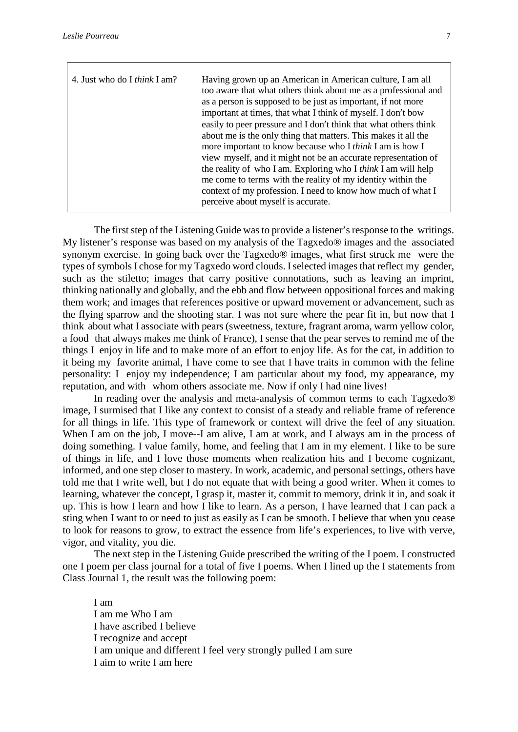| 4. Just who do I *think* I am? | Having grown up an American in American culture, I am all too aware that what others think about me as a professional and as a person is supposed to be just as important, if not more important at times, that what I think of myself. I don't bow easily to peer pressure and I don't think that what others think about me is the only thing that matters. This makes it all the more important to know because who I *think* I am is how I view myself, and it might not be an accurate representation of the reality of who I am. Exploring who I *think* I am will help me come to terms with the reality of my identity within the context of my profession. I need to know how much of what I perceive about myself is accurate. |
|---|---|

The first step of the Listening Guide was to provide a listener's response to the writings. My listener's response was based on my analysis of the Tagxedo® images and the associated synonym exercise. In going back over the Tagxedo® images, what first struck me were the types of symbols I chose for my Tagxedo word clouds. I selected images that reflect my gender, such as the stiletto; images that carry positive connotations, such as leaving an imprint, thinking nationally and globally, and the ebb and flow between oppositional forces and making them work; and images that references positive or upward movement or advancement, such as the flying sparrow and the shooting star. I was not sure where the pear fit in, but now that I think about what I associate with pears (sweetness, texture, fragrant aroma, warm yellow color, a food that always makes me think of France), I sense that the pear serves to remind me of the things I enjoy in life and to make more of an effort to enjoy life. As for the cat, in addition to it being my favorite animal, I have come to see that I have traits in common with the feline personality: I enjoy my independence; I am particular about my food, my appearance, my reputation, and with whom others associate me. Now if only I had nine lives!

In reading over the analysis and meta-analysis of common terms to each Tagxedo® image, I surmised that I like any context to consist of a steady and reliable frame of reference for all things in life. This type of framework or context will drive the feel of any situation. When I am on the job, I move--I am alive, I am at work, and I always am in the process of doing something. I value family, home, and feeling that I am in my element. I like to be sure of things in life, and I love those moments when realization hits and I become cognizant, informed, and one step closer to mastery. In work, academic, and personal settings, others have told me that I write well, but I do not equate that with being a good writer. When it comes to learning, whatever the concept, I grasp it, master it, commit to memory, drink it in, and soak it up. This is how I learn and how I like to learn. As a person, I have learned that I can pack a sting when I want to or need to just as easily as I can be smooth. I believe that when you cease to look for reasons to grow, to extract the essence from life's experiences, to live with verve, vigor, and vitality, you die.

The next step in the Listening Guide prescribed the writing of the I poem. I constructed one I poem per class journal for a total of five I poems. When I lined up the I statements from Class Journal 1, the result was the following poem:

I am  
I am me Who I am  
I have ascribed I believe  
I recognize and accept  
I am unique and different I feel very strongly pulled I am sure  
I aim to write I am here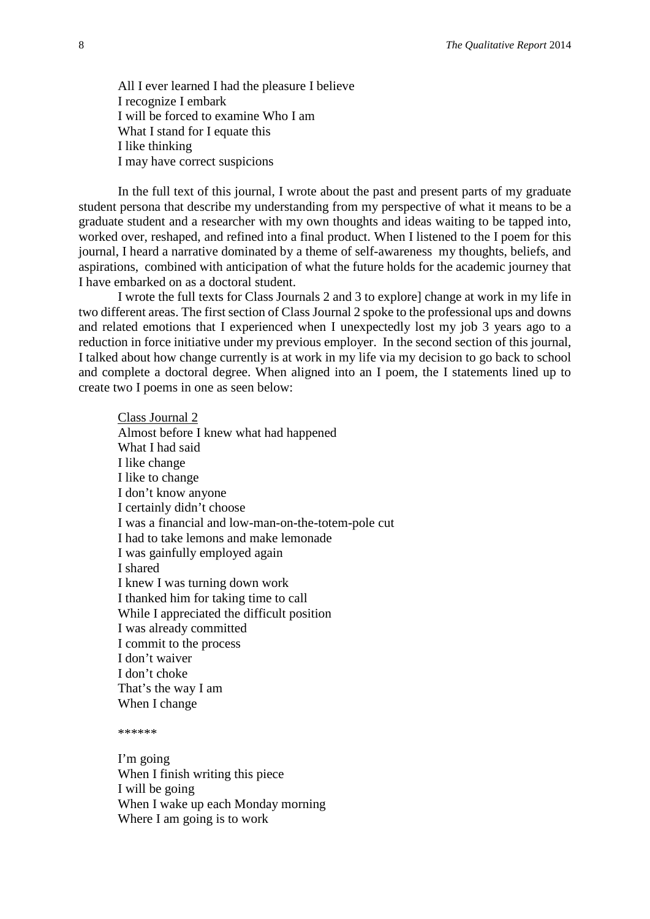All I ever learned I had the pleasure I believe
I recognize I embark
I will be forced to examine Who I am
What I stand for I equate this
I like thinking
I may have correct suspicions

In the full text of this journal, I wrote about the past and present parts of my graduate student persona that describe my understanding from my perspective of what it means to be a graduate student and a researcher with my own thoughts and ideas waiting to be tapped into, worked over, reshaped, and refined into a final product. When I listened to the I poem for this journal, I heard a narrative dominated by a theme of self-awareness my thoughts, beliefs, and aspirations, combined with anticipation of what the future holds for the academic journey that I have embarked on as a doctoral student.

I wrote the full texts for Class Journals 2 and 3 to explore] change at work in my life in two different areas. The first section of Class Journal 2 spoke to the professional ups and downs and related emotions that I experienced when I unexpectedly lost my job 3 years ago to a reduction in force initiative under my previous employer. In the second section of this journal, I talked about how change currently is at work in my life via my decision to go back to school and complete a doctoral degree. When aligned into an I poem, the I statements lined up to create two I poems in one as seen below:

<u>Class Journal 2</u>
Almost before I knew what had happened
What I had said
I like change
I like to change
I don't know anyone
I certainly didn't choose
I was a financial and low-man-on-the-totem-pole cut
I had to take lemons and make lemonade
I was gainfully employed again
I shared
I knew I was turning down work
I thanked him for taking time to call
While I appreciated the difficult position
I was already committed
I commit to the process
I don't waiver
I don't choke
That's the way I am
When I change

******

I'm going
When I finish writing this piece
I will be going
When I wake up each Monday morning
Where I am going is to work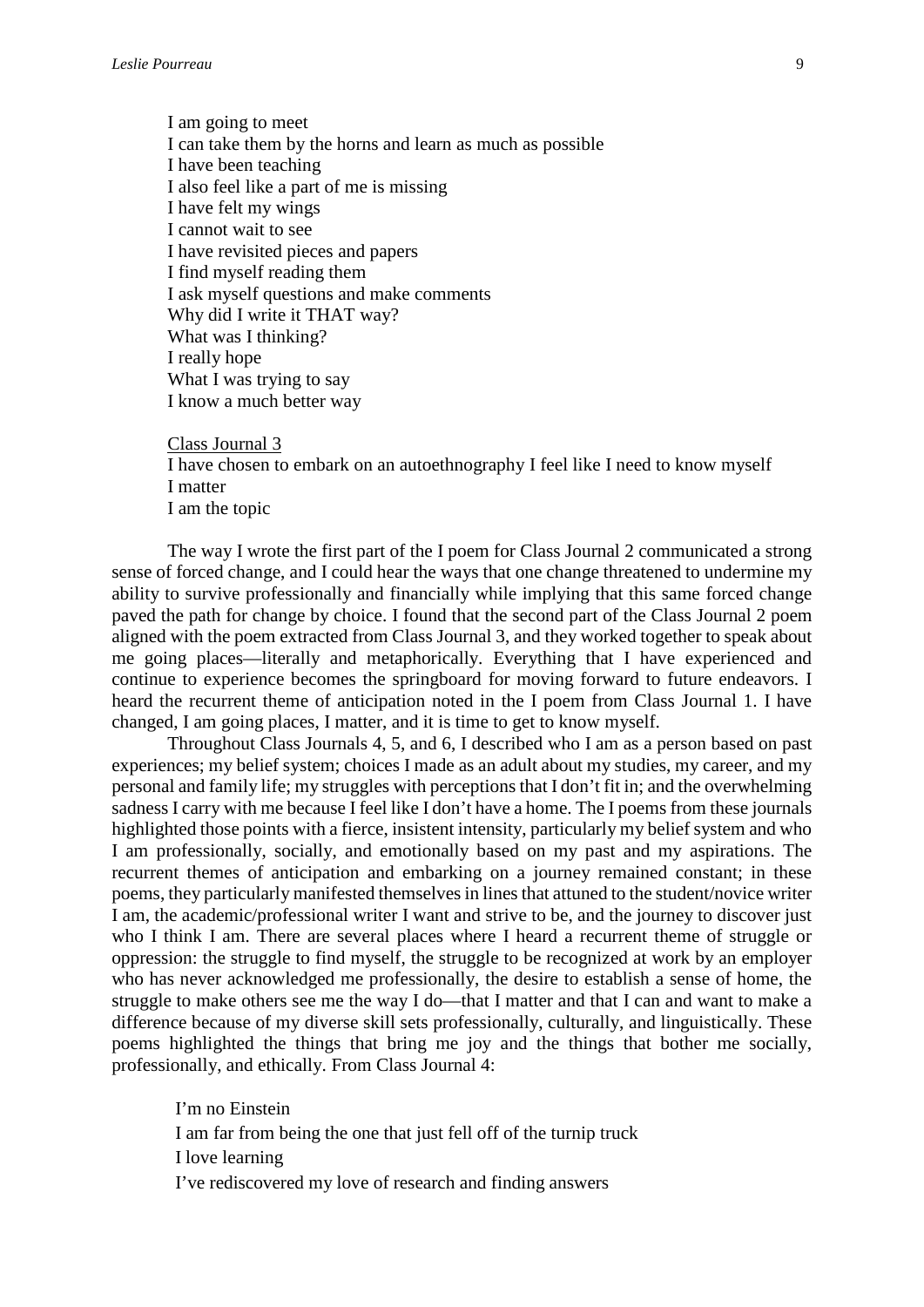I am going to meet  
I can take them by the horns and learn as much as possible  
I have been teaching  
I also feel like a part of me is missing  
I have felt my wings  
I cannot wait to see  
I have revisited pieces and papers  
I find myself reading them  
I ask myself questions and make comments  
Why did I write it THAT way?  
What was I thinking?  
I really hope  
What I was trying to say  
I know a much better way

<u>Class Journal 3</u>  
I have chosen to embark on an autoethnography I feel like I need to know myself  
I matter  
I am the topic

The way I wrote the first part of the I poem for Class Journal 2 communicated a strong sense of forced change, and I could hear the ways that one change threatened to undermine my ability to survive professionally and financially while implying that this same forced change paved the path for change by choice. I found that the second part of the Class Journal 2 poem aligned with the poem extracted from Class Journal 3, and they worked together to speak about me going places—literally and metaphorically. Everything that I have experienced and continue to experience becomes the springboard for moving forward to future endeavors. I heard the recurrent theme of anticipation noted in the I poem from Class Journal 1. I have changed, I am going places, I matter, and it is time to get to know myself.

Throughout Class Journals 4, 5, and 6, I described who I am as a person based on past experiences; my belief system; choices I made as an adult about my studies, my career, and my personal and family life; my struggles with perceptions that I don't fit in; and the overwhelming sadness I carry with me because I feel like I don't have a home. The I poems from these journals highlighted those points with a fierce, insistent intensity, particularly my belief system and who I am professionally, socially, and emotionally based on my past and my aspirations. The recurrent themes of anticipation and embarking on a journey remained constant; in these poems, they particularly manifested themselves in lines that attuned to the student/novice writer I am, the academic/professional writer I want and strive to be, and the journey to discover just who I think I am. There are several places where I heard a recurrent theme of struggle or oppression: the struggle to find myself, the struggle to be recognized at work by an employer who has never acknowledged me professionally, the desire to establish a sense of home, the struggle to make others see me the way I do—that I matter and that I can and want to make a difference because of my diverse skill sets professionally, culturally, and linguistically. These poems highlighted the things that bring me joy and the things that bother me socially, professionally, and ethically. From Class Journal 4:

I'm no Einstein  
I am far from being the one that just fell off of the turnip truck  
I love learning  
I've rediscovered my love of research and finding answers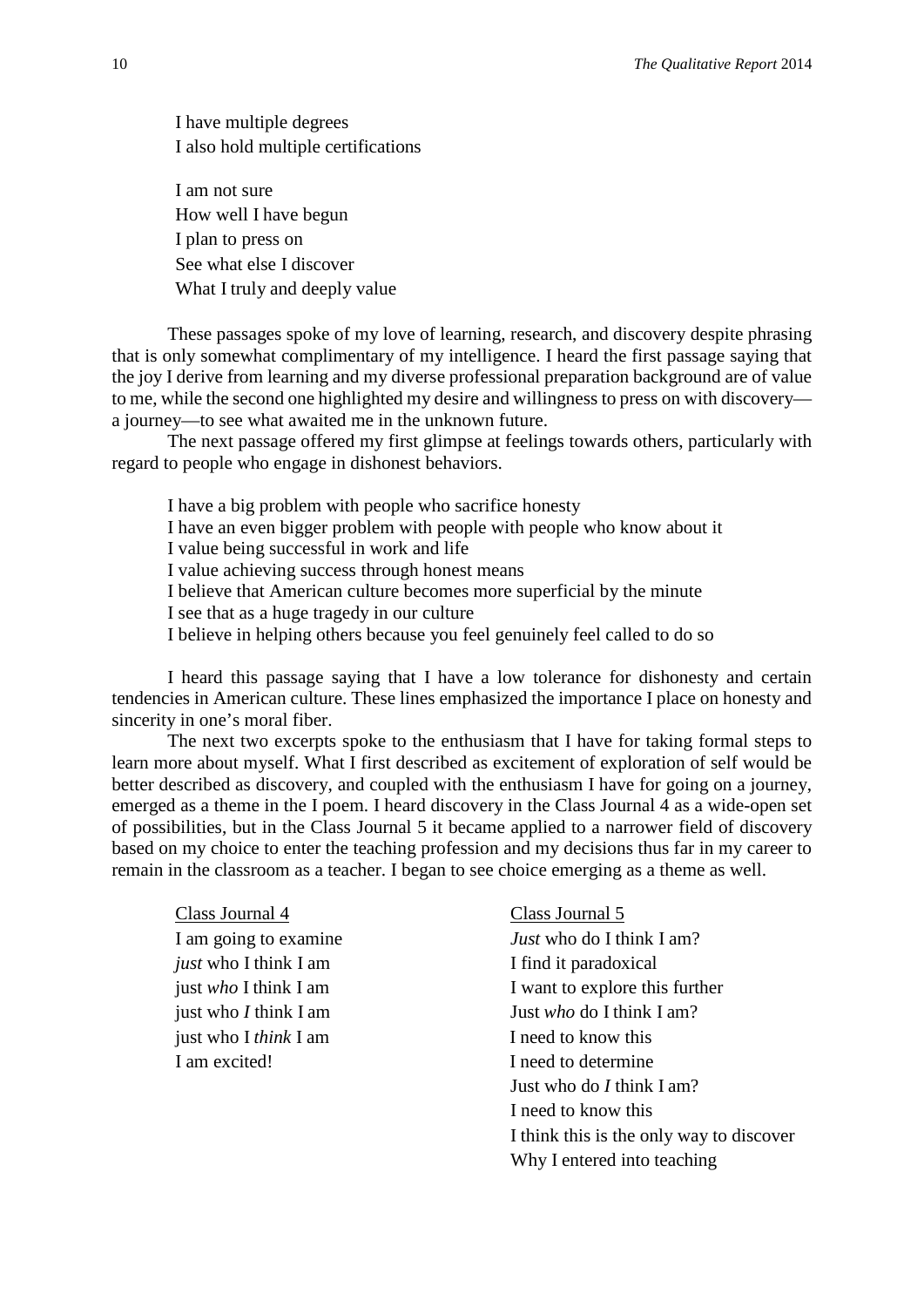I have multiple degrees
I also hold multiple certifications

I am not sure
How well I have begun
I plan to press on
See what else I discover
What I truly and deeply value

These passages spoke of my love of learning, research, and discovery despite phrasing that is only somewhat complimentary of my intelligence. I heard the first passage saying that the joy I derive from learning and my diverse professional preparation background are of value to me, while the second one highlighted my desire and willingness to press on with discovery—a journey—to see what awaited me in the unknown future.

The next passage offered my first glimpse at feelings towards others, particularly with regard to people who engage in dishonest behaviors.

I have a big problem with people who sacrifice honesty
I have an even bigger problem with people with people who know about it
I value being successful in work and life
I value achieving success through honest means
I believe that American culture becomes more superficial by the minute
I see that as a huge tragedy in our culture
I believe in helping others because you feel genuinely feel called to do so

I heard this passage saying that I have a low tolerance for dishonesty and certain tendencies in American culture. These lines emphasized the importance I place on honesty and sincerity in one's moral fiber.

The next two excerpts spoke to the enthusiasm that I have for taking formal steps to learn more about myself. What I first described as excitement of exploration of self would be better described as discovery, and coupled with the enthusiasm I have for going on a journey, emerged as a theme in the I poem. I heard discovery in the Class Journal 4 as a wide-open set of possibilities, but in the Class Journal 5 it became applied to a narrower field of discovery based on my choice to enter the teaching profession and my decisions thus far in my career to remain in the classroom as a teacher. I began to see choice emerging as a theme as well.

<u>Class Journal 4</u>
I am going to examine
*just* who I think I am
just *who* I think I am
just who *I* think I am
just who I *think* I am
I am excited!

<u>Class Journal 5</u>
*Just* who do I think I am?
I find it paradoxical
I want to explore this further
Just *who* do I think I am?
I need to know this
I need to determine
Just who do *I* think I am?
I need to know this
I think this is the only way to discover
Why I entered into teaching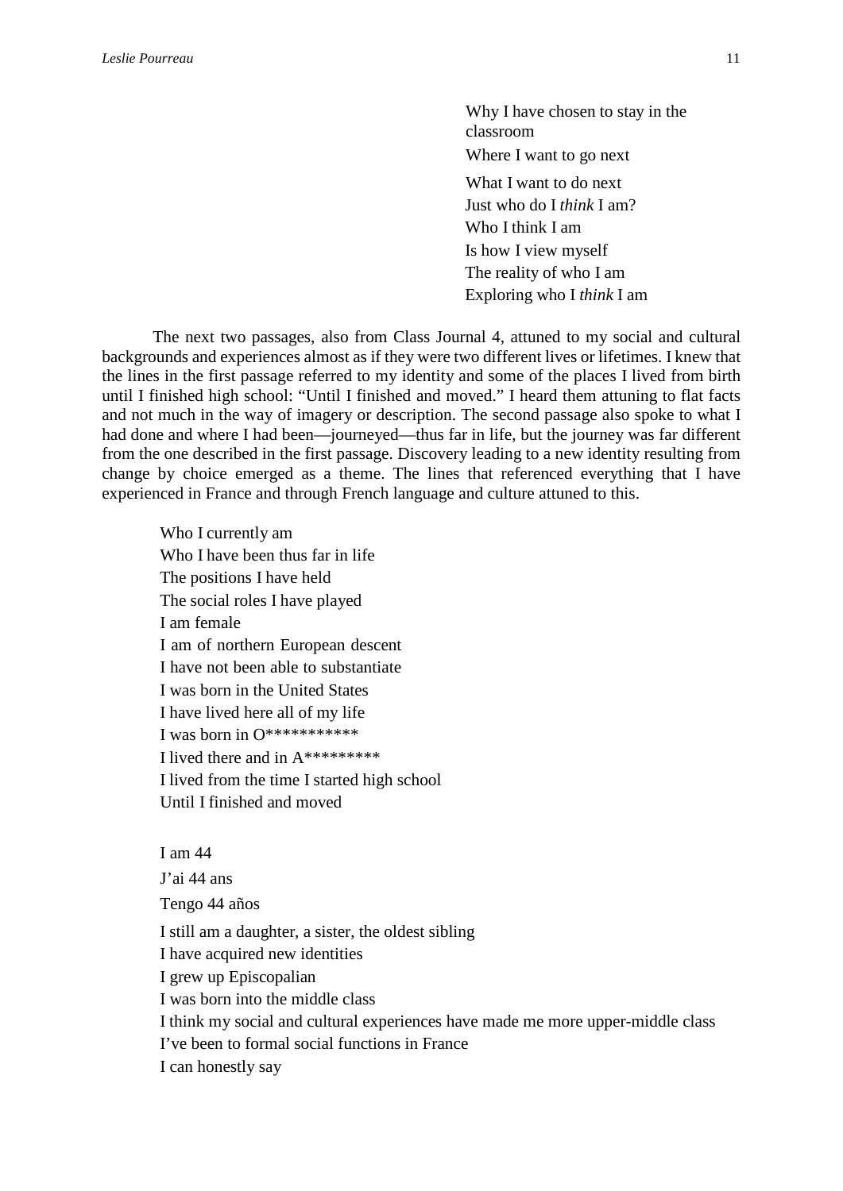Why I have chosen to stay in the classroom
Where I want to go next
What I want to do next
Just who do I *think* I am?
Who I think I am
Is how I view myself
The reality of who I am
Exploring who I *think* I am

The next two passages, also from Class Journal 4, attuned to my social and cultural backgrounds and experiences almost as if they were two different lives or lifetimes. I knew that the lines in the first passage referred to my identity and some of the places I lived from birth until I finished high school: "Until I finished and moved." I heard them attuning to flat facts and not much in the way of imagery or description. The second passage also spoke to what I had done and where I had been—journeyed—thus far in life, but the journey was far different from the one described in the first passage. Discovery leading to a new identity resulting from change by choice emerged as a theme. The lines that referenced everything that I have experienced in France and through French language and culture attuned to this.

Who I currently am
Who I have been thus far in life
The positions I have held
The social roles I have played
I am female
I am of northern European descent
I have not been able to substantiate
I was born in the United States
I have lived here all of my life
I was born in O***********
I lived there and in A*********
I lived from the time I started high school
Until I finished and moved

I am 44
J'ai 44 ans
Tengo 44 años
I still am a daughter, a sister, the oldest sibling
I have acquired new identities
I grew up Episcopalian
I was born into the middle class
I think my social and cultural experiences have made me more upper-middle class
I've been to formal social functions in France
I can honestly say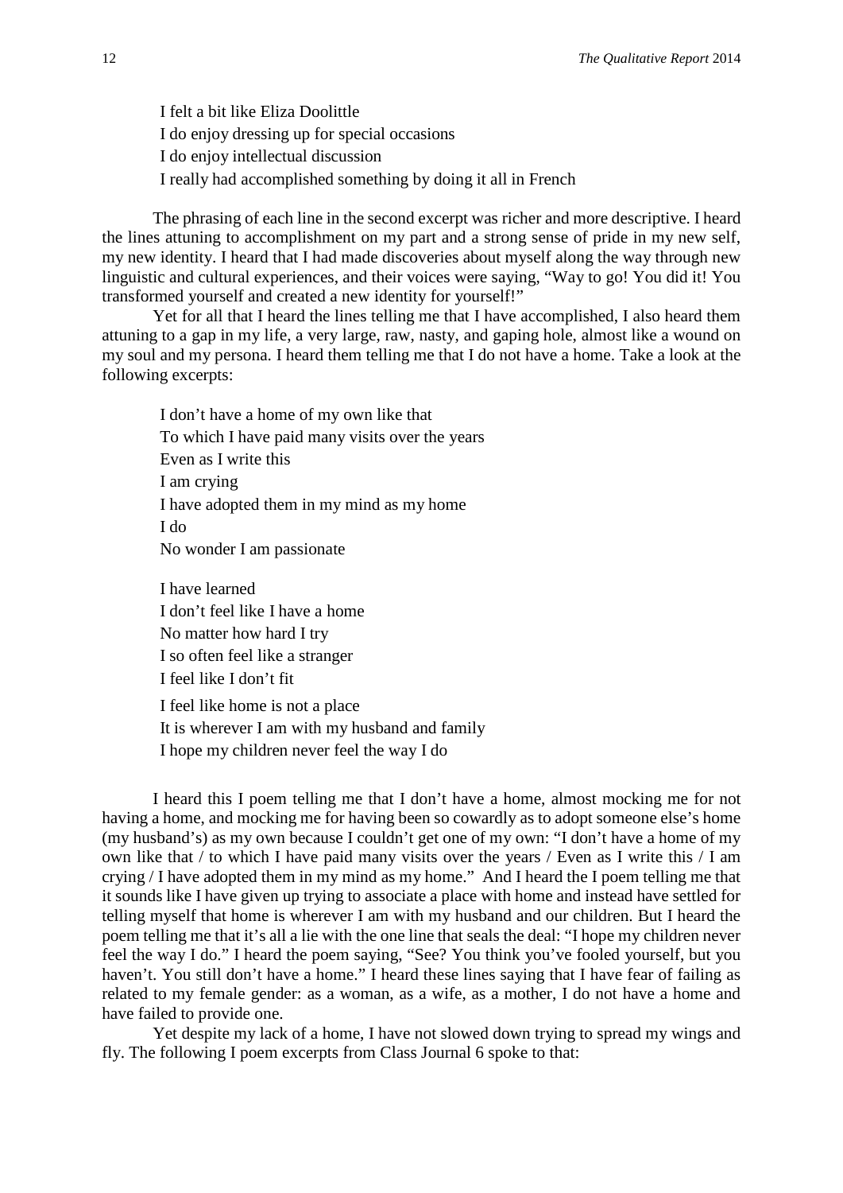I felt a bit like Eliza Doolittle  
I do enjoy dressing up for special occasions  
I do enjoy intellectual discussion  
I really had accomplished something by doing it all in French

The phrasing of each line in the second excerpt was richer and more descriptive. I heard the lines attuning to accomplishment on my part and a strong sense of pride in my new self, my new identity. I heard that I had made discoveries about myself along the way through new linguistic and cultural experiences, and their voices were saying, "Way to go! You did it! You transformed yourself and created a new identity for yourself!"

Yet for all that I heard the lines telling me that I have accomplished, I also heard them attuning to a gap in my life, a very large, raw, nasty, and gaping hole, almost like a wound on my soul and my persona. I heard them telling me that I do not have a home. Take a look at the following excerpts:

I don't have a home of my own like that  
To which I have paid many visits over the years  
Even as I write this  
I am crying  
I have adopted them in my mind as my home  
I do  
No wonder I am passionate

I have learned  
I don't feel like I have a home  
No matter how hard I try  
I so often feel like a stranger  
I feel like I don't fit

I feel like home is not a place  
It is wherever I am with my husband and family  
I hope my children never feel the way I do

I heard this I poem telling me that I don't have a home, almost mocking me for not having a home, and mocking me for having been so cowardly as to adopt someone else's home (my husband's) as my own because I couldn't get one of my own: "I don't have a home of my own like that / to which I have paid many visits over the years / Even as I write this / I am crying / I have adopted them in my mind as my home." And I heard the I poem telling me that it sounds like I have given up trying to associate a place with home and instead have settled for telling myself that home is wherever I am with my husband and our children. But I heard the poem telling me that it's all a lie with the one line that seals the deal: "I hope my children never feel the way I do." I heard the poem saying, "See? You think you've fooled yourself, but you haven't. You still don't have a home." I heard these lines saying that I have fear of failing as related to my female gender: as a woman, as a wife, as a mother, I do not have a home and have failed to provide one.

Yet despite my lack of a home, I have not slowed down trying to spread my wings and fly. The following I poem excerpts from Class Journal 6 spoke to that: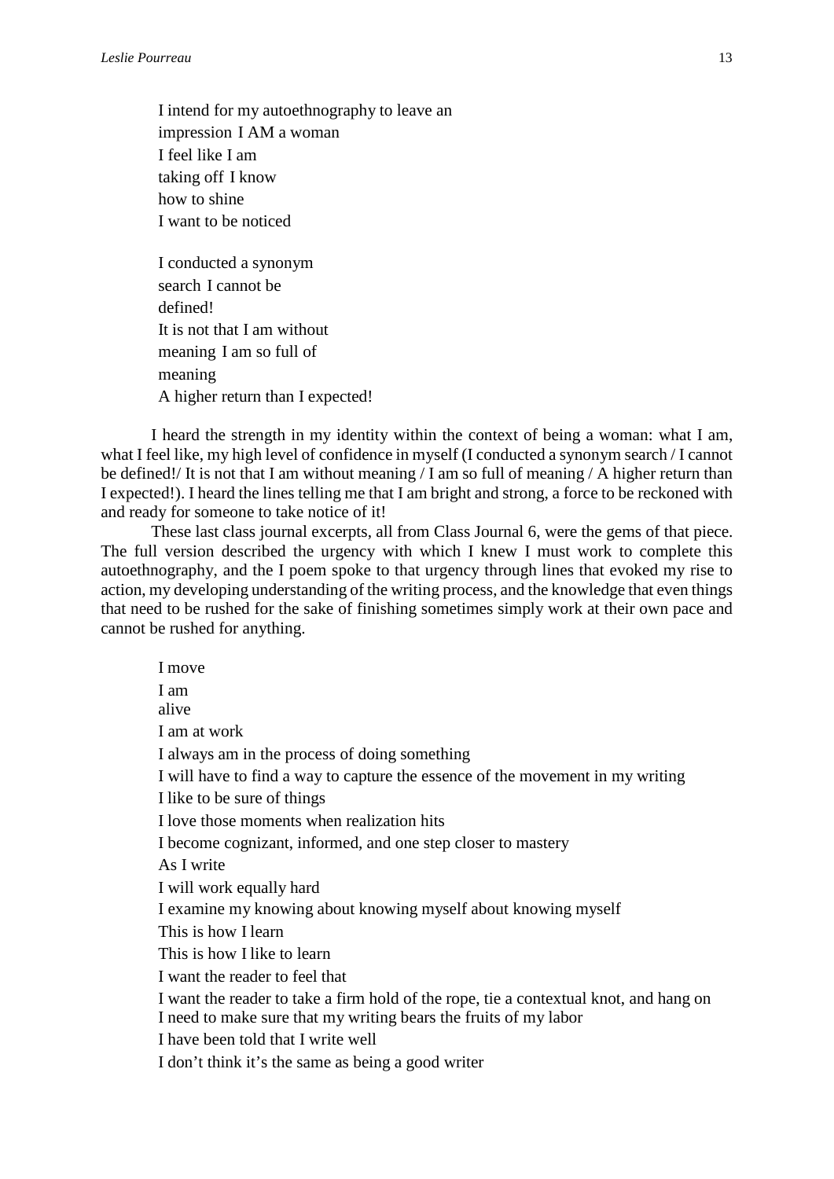I intend for my autoethnography to leave an  
impression I AM a woman  
I feel like I am  
taking off I know  
how to shine  
I want to be noticed

I conducted a synonym  
search I cannot be  
defined!  
It is not that I am without  
meaning I am so full of  
meaning  
A higher return than I expected!

I heard the strength in my identity within the context of being a woman: what I am, what I feel like, my high level of confidence in myself (I conducted a synonym search / I cannot be defined!/ It is not that I am without meaning / I am so full of meaning / A higher return than I expected!). I heard the lines telling me that I am bright and strong, a force to be reckoned with and ready for someone to take notice of it!

These last class journal excerpts, all from Class Journal 6, were the gems of that piece. The full version described the urgency with which I knew I must work to complete this autoethnography, and the I poem spoke to that urgency through lines that evoked my rise to action, my developing understanding of the writing process, and the knowledge that even things that need to be rushed for the sake of finishing sometimes simply work at their own pace and cannot be rushed for anything.

I move  
I am  
alive  
I am at work  
I always am in the process of doing something  
I will have to find a way to capture the essence of the movement in my writing  
I like to be sure of things  
I love those moments when realization hits  
I become cognizant, informed, and one step closer to mastery  
As I write  
I will work equally hard  
I examine my knowing about knowing myself about knowing myself  
This is how I learn  
This is how I like to learn  
I want the reader to feel that  
I want the reader to take a firm hold of the rope, tie a contextual knot, and hang on  
I need to make sure that my writing bears the fruits of my labor  
I have been told that I write well  
I don't think it's the same as being a good writer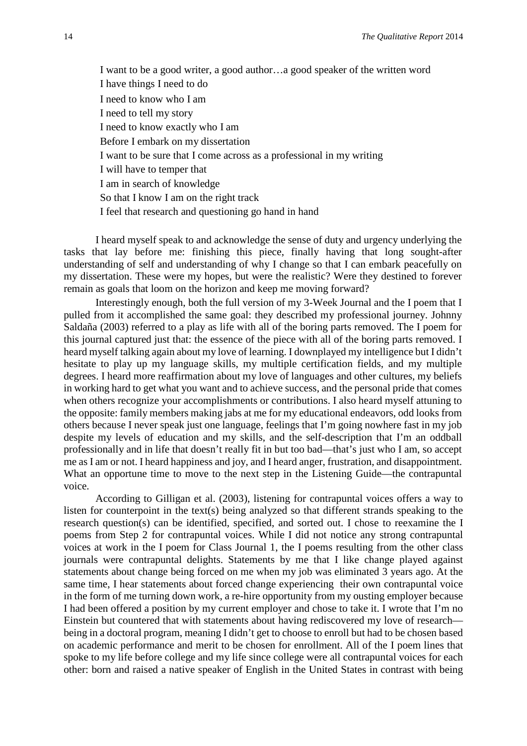I want to be a good writer, a good author…a good speaker of the written word  
I have things I need to do  
I need to know who I am  
I need to tell my story  
I need to know exactly who I am  
Before I embark on my dissertation  
I want to be sure that I come across as a professional in my writing  
I will have to temper that  
I am in search of knowledge  
So that I know I am on the right track  
I feel that research and questioning go hand in hand

I heard myself speak to and acknowledge the sense of duty and urgency underlying the tasks that lay before me: finishing this piece, finally having that long sought-after understanding of self and understanding of why I change so that I can embark peacefully on my dissertation. These were my hopes, but were the realistic? Were they destined to forever remain as goals that loom on the horizon and keep me moving forward?

Interestingly enough, both the full version of my 3-Week Journal and the I poem that I pulled from it accomplished the same goal: they described my professional journey. Johnny Saldaña (2003) referred to a play as life with all of the boring parts removed. The I poem for this journal captured just that: the essence of the piece with all of the boring parts removed. I heard myself talking again about my love of learning. I downplayed my intelligence but I didn't hesitate to play up my language skills, my multiple certification fields, and my multiple degrees. I heard more reaffirmation about my love of languages and other cultures, my beliefs in working hard to get what you want and to achieve success, and the personal pride that comes when others recognize your accomplishments or contributions. I also heard myself attuning to the opposite: family members making jabs at me for my educational endeavors, odd looks from others because I never speak just one language, feelings that I'm going nowhere fast in my job despite my levels of education and my skills, and the self-description that I'm an oddball professionally and in life that doesn't really fit in but too bad—that's just who I am, so accept me as I am or not. I heard happiness and joy, and I heard anger, frustration, and disappointment. What an opportune time to move to the next step in the Listening Guide—the contrapuntal voice.

According to Gilligan et al. (2003), listening for contrapuntal voices offers a way to listen for counterpoint in the text(s) being analyzed so that different strands speaking to the research question(s) can be identified, specified, and sorted out. I chose to reexamine the I poems from Step 2 for contrapuntal voices. While I did not notice any strong contrapuntal voices at work in the I poem for Class Journal 1, the I poems resulting from the other class journals were contrapuntal delights. Statements by me that I like change played against statements about change being forced on me when my job was eliminated 3 years ago. At the same time, I hear statements about forced change experiencing their own contrapuntal voice in the form of me turning down work, a re-hire opportunity from my ousting employer because I had been offered a position by my current employer and chose to take it. I wrote that I'm no Einstein but countered that with statements about having rediscovered my love of research—being in a doctoral program, meaning I didn't get to choose to enroll but had to be chosen based on academic performance and merit to be chosen for enrollment. All of the I poem lines that spoke to my life before college and my life since college were all contrapuntal voices for each other: born and raised a native speaker of English in the United States in contrast with being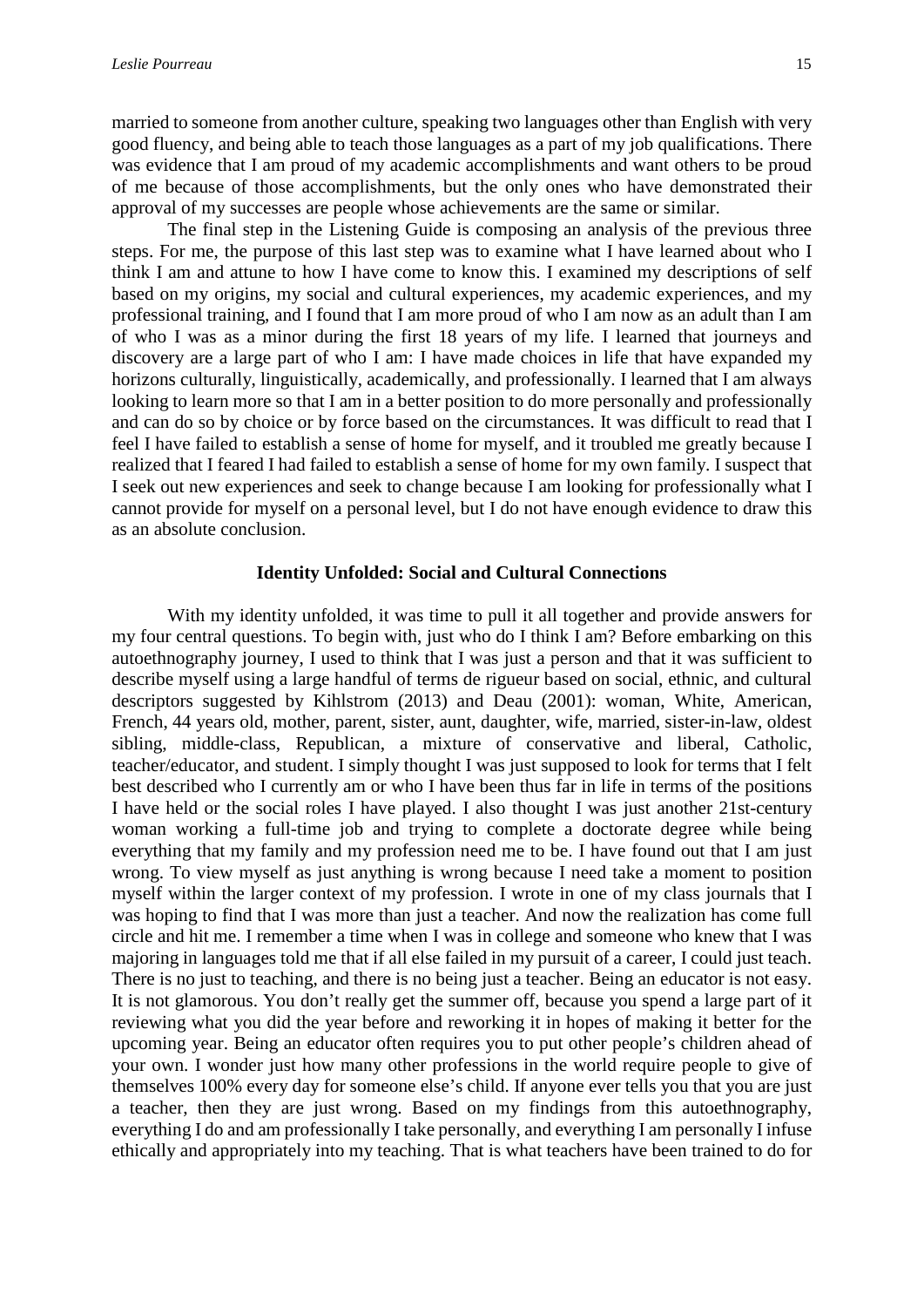married to someone from another culture, speaking two languages other than English with very good fluency, and being able to teach those languages as a part of my job qualifications. There was evidence that I am proud of my academic accomplishments and want others to be proud of me because of those accomplishments, but the only ones who have demonstrated their approval of my successes are people whose achievements are the same or similar.

The final step in the Listening Guide is composing an analysis of the previous three steps. For me, the purpose of this last step was to examine what I have learned about who I think I am and attune to how I have come to know this. I examined my descriptions of self based on my origins, my social and cultural experiences, my academic experiences, and my professional training, and I found that I am more proud of who I am now as an adult than I am of who I was as a minor during the first 18 years of my life. I learned that journeys and discovery are a large part of who I am: I have made choices in life that have expanded my horizons culturally, linguistically, academically, and professionally. I learned that I am always looking to learn more so that I am in a better position to do more personally and professionally and can do so by choice or by force based on the circumstances. It was difficult to read that I feel I have failed to establish a sense of home for myself, and it troubled me greatly because I realized that I feared I had failed to establish a sense of home for my own family. I suspect that I seek out new experiences and seek to change because I am looking for professionally what I cannot provide for myself on a personal level, but I do not have enough evidence to draw this as an absolute conclusion.

## Identity Unfolded: Social and Cultural Connections

With my identity unfolded, it was time to pull it all together and provide answers for my four central questions. To begin with, just who do I think I am? Before embarking on this autoethnography journey, I used to think that I was just a person and that it was sufficient to describe myself using a large handful of terms de rigueur based on social, ethnic, and cultural descriptors suggested by Kihlstrom (2013) and Deau (2001): woman, White, American, French, 44 years old, mother, parent, sister, aunt, daughter, wife, married, sister-in-law, oldest sibling, middle-class, Republican, a mixture of conservative and liberal, Catholic, teacher/educator, and student. I simply thought I was just supposed to look for terms that I felt best described who I currently am or who I have been thus far in life in terms of the positions I have held or the social roles I have played. I also thought I was just another 21st-century woman working a full-time job and trying to complete a doctorate degree while being everything that my family and my profession need me to be. I have found out that I am just wrong. To view myself as just anything is wrong because I need take a moment to position myself within the larger context of my profession. I wrote in one of my class journals that I was hoping to find that I was more than just a teacher. And now the realization has come full circle and hit me. I remember a time when I was in college and someone who knew that I was majoring in languages told me that if all else failed in my pursuit of a career, I could just teach. There is no just to teaching, and there is no being just a teacher. Being an educator is not easy. It is not glamorous. You don't really get the summer off, because you spend a large part of it reviewing what you did the year before and reworking it in hopes of making it better for the upcoming year. Being an educator often requires you to put other people's children ahead of your own. I wonder just how many other professions in the world require people to give of themselves 100% every day for someone else's child. If anyone ever tells you that you are just a teacher, then they are just wrong. Based on my findings from this autoethnography, everything I do and am professionally I take personally, and everything I am personally I infuse ethically and appropriately into my teaching. That is what teachers have been trained to do for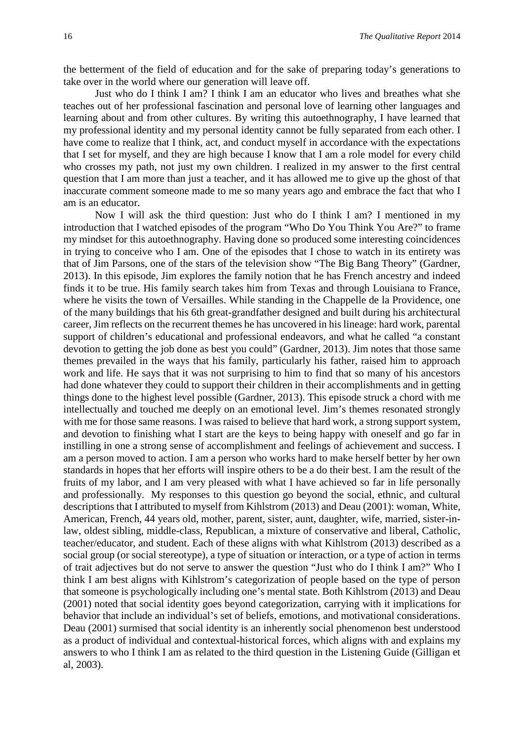the betterment of the field of education and for the sake of preparing today's generations to take over in the world where our generation will leave off.

Just who do I think I am? I think I am an educator who lives and breathes what she teaches out of her professional fascination and personal love of learning other languages and learning about and from other cultures. By writing this autoethnography, I have learned that my professional identity and my personal identity cannot be fully separated from each other. I have come to realize that I think, act, and conduct myself in accordance with the expectations that I set for myself, and they are high because I know that I am a role model for every child who crosses my path, not just my own children. I realized in my answer to the first central question that I am more than just a teacher, and it has allowed me to give up the ghost of that inaccurate comment someone made to me so many years ago and embrace the fact that who I am is an educator.

Now I will ask the third question: Just who do I think I am? I mentioned in my introduction that I watched episodes of the program "Who Do You Think You Are?" to frame my mindset for this autoethnography. Having done so produced some interesting coincidences in trying to conceive who I am. One of the episodes that I chose to watch in its entirety was that of Jim Parsons, one of the stars of the television show "The Big Bang Theory" (Gardner, 2013). In this episode, Jim explores the family notion that he has French ancestry and indeed finds it to be true. His family search takes him from Texas and through Louisiana to France, where he visits the town of Versailles. While standing in the Chappelle de la Providence, one of the many buildings that his 6th great-grandfather designed and built during his architectural career, Jim reflects on the recurrent themes he has uncovered in his lineage: hard work, parental support of children's educational and professional endeavors, and what he called "a constant devotion to getting the job done as best you could" (Gardner, 2013). Jim notes that those same themes prevailed in the ways that his family, particularly his father, raised him to approach work and life. He says that it was not surprising to him to find that so many of his ancestors had done whatever they could to support their children in their accomplishments and in getting things done to the highest level possible (Gardner, 2013). This episode struck a chord with me intellectually and touched me deeply on an emotional level. Jim's themes resonated strongly with me for those same reasons. I was raised to believe that hard work, a strong support system, and devotion to finishing what I start are the keys to being happy with oneself and go far in instilling in one a strong sense of accomplishment and feelings of achievement and success. I am a person moved to action. I am a person who works hard to make herself better by her own standards in hopes that her efforts will inspire others to be a do their best. I am the result of the fruits of my labor, and I am very pleased with what I have achieved so far in life personally and professionally. My responses to this question go beyond the social, ethnic, and cultural descriptions that I attributed to myself from Kihlstrom (2013) and Deau (2001): woman, White, American, French, 44 years old, mother, parent, sister, aunt, daughter, wife, married, sister-in-law, oldest sibling, middle-class, Republican, a mixture of conservative and liberal, Catholic, teacher/educator, and student. Each of these aligns with what Kihlstrom (2013) described as a social group (or social stereotype), a type of situation or interaction, or a type of action in terms of trait adjectives but do not serve to answer the question "Just who do I think I am?" Who I think I am best aligns with Kihlstrom's categorization of people based on the type of person that someone is psychologically including one's mental state. Both Kihlstrom (2013) and Deau (2001) noted that social identity goes beyond categorization, carrying with it implications for behavior that include an individual's set of beliefs, emotions, and motivational considerations. Deau (2001) surmised that social identity is an inherently social phenomenon best understood as a product of individual and contextual-historical forces, which aligns with and explains my answers to who I think I am as related to the third question in the Listening Guide (Gilligan et al, 2003).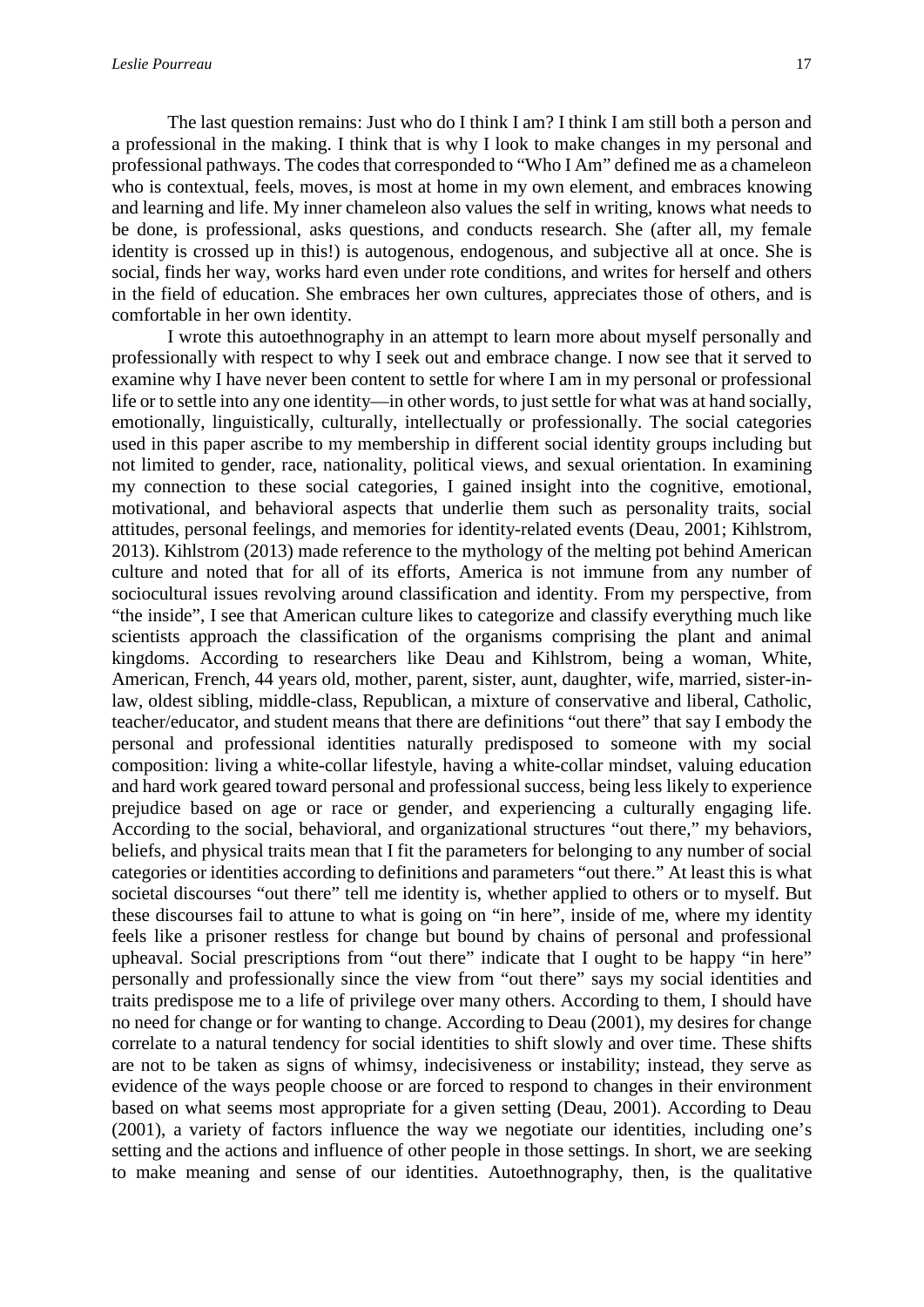The last question remains: Just who do I think I am? I think I am still both a person and a professional in the making. I think that is why I look to make changes in my personal and professional pathways. The codes that corresponded to "Who I Am" defined me as a chameleon who is contextual, feels, moves, is most at home in my own element, and embraces knowing and learning and life. My inner chameleon also values the self in writing, knows what needs to be done, is professional, asks questions, and conducts research. She (after all, my female identity is crossed up in this!) is autogenous, endogenous, and subjective all at once. She is social, finds her way, works hard even under rote conditions, and writes for herself and others in the field of education. She embraces her own cultures, appreciates those of others, and is comfortable in her own identity.

I wrote this autoethnography in an attempt to learn more about myself personally and professionally with respect to why I seek out and embrace change. I now see that it served to examine why I have never been content to settle for where I am in my personal or professional life or to settle into any one identity—in other words, to just settle for what was at hand socially, emotionally, linguistically, culturally, intellectually or professionally. The social categories used in this paper ascribe to my membership in different social identity groups including but not limited to gender, race, nationality, political views, and sexual orientation. In examining my connection to these social categories, I gained insight into the cognitive, emotional, motivational, and behavioral aspects that underlie them such as personality traits, social attitudes, personal feelings, and memories for identity-related events (Deau, 2001; Kihlstrom, 2013). Kihlstrom (2013) made reference to the mythology of the melting pot behind American culture and noted that for all of its efforts, America is not immune from any number of sociocultural issues revolving around classification and identity. From my perspective, from "the inside", I see that American culture likes to categorize and classify everything much like scientists approach the classification of the organisms comprising the plant and animal kingdoms. According to researchers like Deau and Kihlstrom, being a woman, White, American, French, 44 years old, mother, parent, sister, aunt, daughter, wife, married, sister-in-law, oldest sibling, middle-class, Republican, a mixture of conservative and liberal, Catholic, teacher/educator, and student means that there are definitions "out there" that say I embody the personal and professional identities naturally predisposed to someone with my social composition: living a white-collar lifestyle, having a white-collar mindset, valuing education and hard work geared toward personal and professional success, being less likely to experience prejudice based on age or race or gender, and experiencing a culturally engaging life. According to the social, behavioral, and organizational structures "out there," my behaviors, beliefs, and physical traits mean that I fit the parameters for belonging to any number of social categories or identities according to definitions and parameters "out there." At least this is what societal discourses "out there" tell me identity is, whether applied to others or to myself. But these discourses fail to attune to what is going on "in here", inside of me, where my identity feels like a prisoner restless for change but bound by chains of personal and professional upheaval. Social prescriptions from "out there" indicate that I ought to be happy "in here" personally and professionally since the view from "out there" says my social identities and traits predispose me to a life of privilege over many others. According to them, I should have no need for change or for wanting to change. According to Deau (2001), my desires for change correlate to a natural tendency for social identities to shift slowly and over time. These shifts are not to be taken as signs of whimsy, indecisiveness or instability; instead, they serve as evidence of the ways people choose or are forced to respond to changes in their environment based on what seems most appropriate for a given setting (Deau, 2001). According to Deau (2001), a variety of factors influence the way we negotiate our identities, including one's setting and the actions and influence of other people in those settings. In short, we are seeking to make meaning and sense of our identities. Autoethnography, then, is the qualitative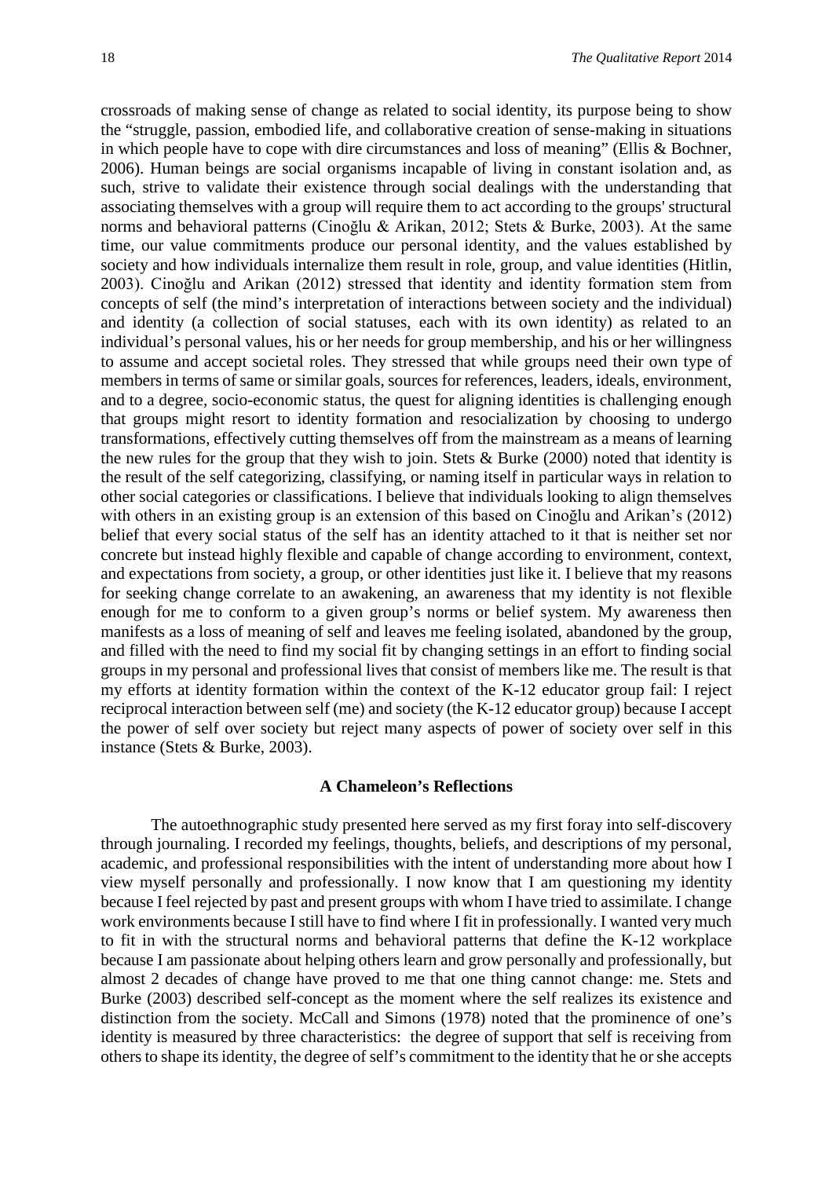crossroads of making sense of change as related to social identity, its purpose being to show the "struggle, passion, embodied life, and collaborative creation of sense-making in situations in which people have to cope with dire circumstances and loss of meaning" (Ellis & Bochner, 2006). Human beings are social organisms incapable of living in constant isolation and, as such, strive to validate their existence through social dealings with the understanding that associating themselves with a group will require them to act according to the groups' structural norms and behavioral patterns (Cinoğlu & Arikan, 2012; Stets & Burke, 2003). At the same time, our value commitments produce our personal identity, and the values established by society and how individuals internalize them result in role, group, and value identities (Hitlin, 2003). Cinoğlu and Arikan (2012) stressed that identity and identity formation stem from concepts of self (the mind's interpretation of interactions between society and the individual) and identity (a collection of social statuses, each with its own identity) as related to an individual's personal values, his or her needs for group membership, and his or her willingness to assume and accept societal roles. They stressed that while groups need their own type of members in terms of same or similar goals, sources for references, leaders, ideals, environment, and to a degree, socio-economic status, the quest for aligning identities is challenging enough that groups might resort to identity formation and resocialization by choosing to undergo transformations, effectively cutting themselves off from the mainstream as a means of learning the new rules for the group that they wish to join. Stets & Burke (2000) noted that identity is the result of the self categorizing, classifying, or naming itself in particular ways in relation to other social categories or classifications. I believe that individuals looking to align themselves with others in an existing group is an extension of this based on Cinoğlu and Arikan's (2012) belief that every social status of the self has an identity attached to it that is neither set nor concrete but instead highly flexible and capable of change according to environment, context, and expectations from society, a group, or other identities just like it. I believe that my reasons for seeking change correlate to an awakening, an awareness that my identity is not flexible enough for me to conform to a given group's norms or belief system. My awareness then manifests as a loss of meaning of self and leaves me feeling isolated, abandoned by the group, and filled with the need to find my social fit by changing settings in an effort to finding social groups in my personal and professional lives that consist of members like me. The result is that my efforts at identity formation within the context of the K-12 educator group fail: I reject reciprocal interaction between self (me) and society (the K-12 educator group) because I accept the power of self over society but reject many aspects of power of society over self in this instance (Stets & Burke, 2003).

## A Chameleon's Reflections

The autoethnographic study presented here served as my first foray into self-discovery through journaling. I recorded my feelings, thoughts, beliefs, and descriptions of my personal, academic, and professional responsibilities with the intent of understanding more about how I view myself personally and professionally. I now know that I am questioning my identity because I feel rejected by past and present groups with whom I have tried to assimilate. I change work environments because I still have to find where I fit in professionally. I wanted very much to fit in with the structural norms and behavioral patterns that define the K-12 workplace because I am passionate about helping others learn and grow personally and professionally, but almost 2 decades of change have proved to me that one thing cannot change: me. Stets and Burke (2003) described self-concept as the moment where the self realizes its existence and distinction from the society. McCall and Simons (1978) noted that the prominence of one's identity is measured by three characteristics: the degree of support that self is receiving from others to shape its identity, the degree of self's commitment to the identity that he or she accepts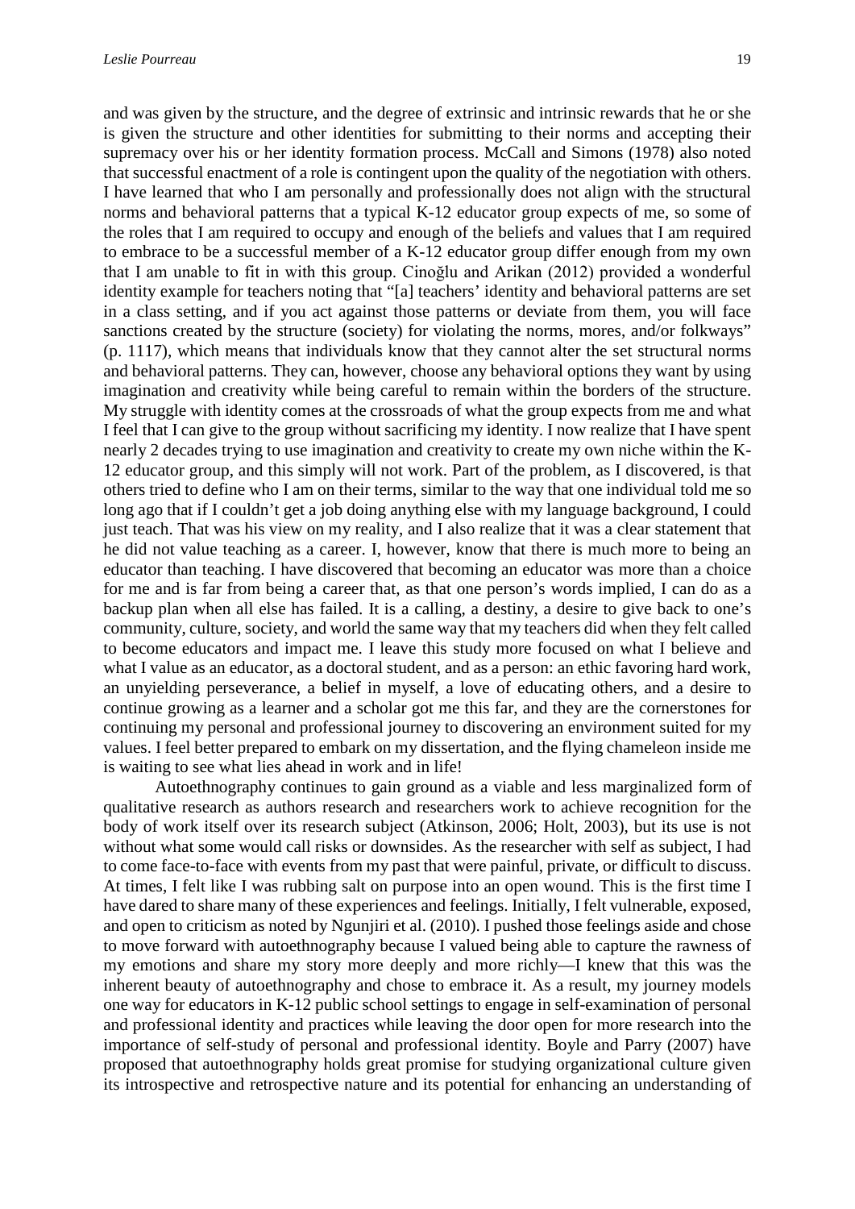and was given by the structure, and the degree of extrinsic and intrinsic rewards that he or she is given the structure and other identities for submitting to their norms and accepting their supremacy over his or her identity formation process. McCall and Simons (1978) also noted that successful enactment of a role is contingent upon the quality of the negotiation with others. I have learned that who I am personally and professionally does not align with the structural norms and behavioral patterns that a typical K-12 educator group expects of me, so some of the roles that I am required to occupy and enough of the beliefs and values that I am required to embrace to be a successful member of a K-12 educator group differ enough from my own that I am unable to fit in with this group. Cinoğlu and Arikan (2012) provided a wonderful identity example for teachers noting that "[a] teachers' identity and behavioral patterns are set in a class setting, and if you act against those patterns or deviate from them, you will face sanctions created by the structure (society) for violating the norms, mores, and/or folkways" (p. 1117), which means that individuals know that they cannot alter the set structural norms and behavioral patterns. They can, however, choose any behavioral options they want by using imagination and creativity while being careful to remain within the borders of the structure. My struggle with identity comes at the crossroads of what the group expects from me and what I feel that I can give to the group without sacrificing my identity. I now realize that I have spent nearly 2 decades trying to use imagination and creativity to create my own niche within the K-12 educator group, and this simply will not work. Part of the problem, as I discovered, is that others tried to define who I am on their terms, similar to the way that one individual told me so long ago that if I couldn't get a job doing anything else with my language background, I could just teach. That was his view on my reality, and I also realize that it was a clear statement that he did not value teaching as a career. I, however, know that there is much more to being an educator than teaching. I have discovered that becoming an educator was more than a choice for me and is far from being a career that, as that one person's words implied, I can do as a backup plan when all else has failed. It is a calling, a destiny, a desire to give back to one's community, culture, society, and world the same way that my teachers did when they felt called to become educators and impact me. I leave this study more focused on what I believe and what I value as an educator, as a doctoral student, and as a person: an ethic favoring hard work, an unyielding perseverance, a belief in myself, a love of educating others, and a desire to continue growing as a learner and a scholar got me this far, and they are the cornerstones for continuing my personal and professional journey to discovering an environment suited for my values. I feel better prepared to embark on my dissertation, and the flying chameleon inside me is waiting to see what lies ahead in work and in life!

Autoethnography continues to gain ground as a viable and less marginalized form of qualitative research as authors research and researchers work to achieve recognition for the body of work itself over its research subject (Atkinson, 2006; Holt, 2003), but its use is not without what some would call risks or downsides. As the researcher with self as subject, I had to come face-to-face with events from my past that were painful, private, or difficult to discuss. At times, I felt like I was rubbing salt on purpose into an open wound. This is the first time I have dared to share many of these experiences and feelings. Initially, I felt vulnerable, exposed, and open to criticism as noted by Ngunjiri et al. (2010). I pushed those feelings aside and chose to move forward with autoethnography because I valued being able to capture the rawness of my emotions and share my story more deeply and more richly—I knew that this was the inherent beauty of autoethnography and chose to embrace it. As a result, my journey models one way for educators in K-12 public school settings to engage in self-examination of personal and professional identity and practices while leaving the door open for more research into the importance of self-study of personal and professional identity. Boyle and Parry (2007) have proposed that autoethnography holds great promise for studying organizational culture given its introspective and retrospective nature and its potential for enhancing an understanding of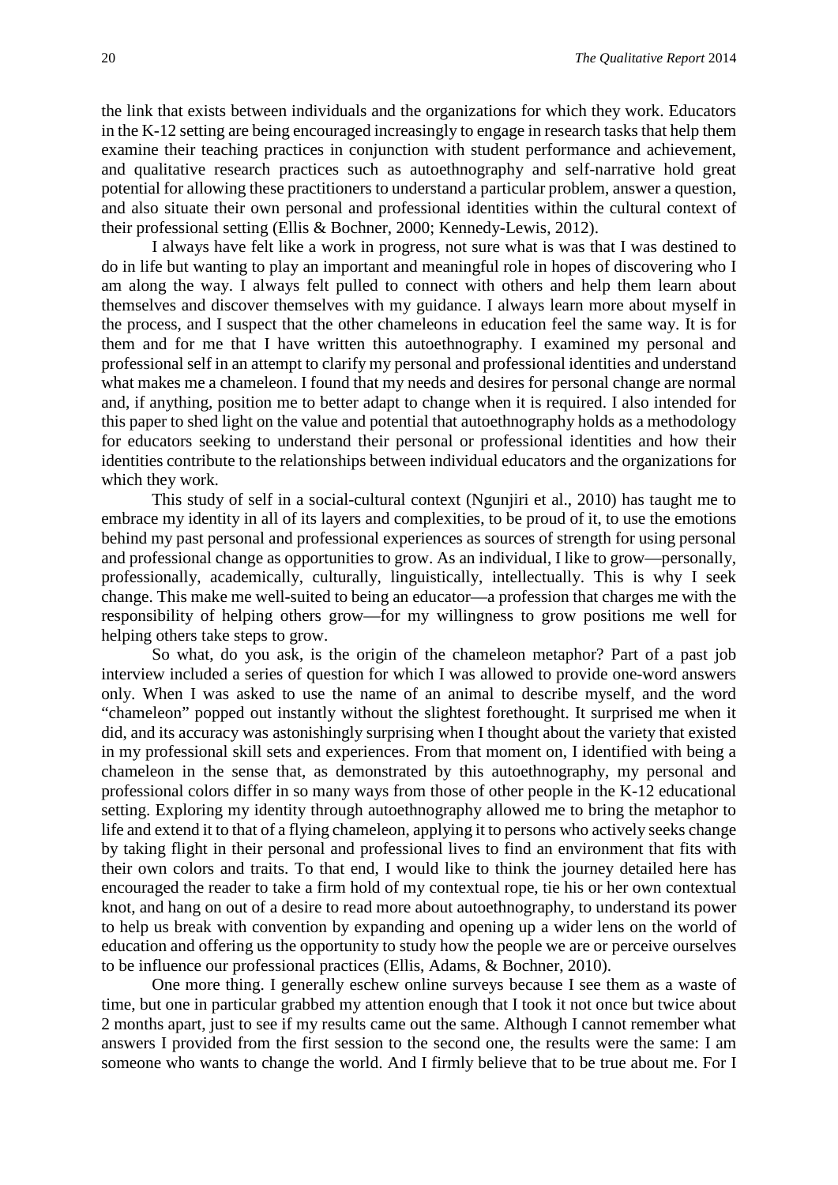the link that exists between individuals and the organizations for which they work. Educators in the K-12 setting are being encouraged increasingly to engage in research tasks that help them examine their teaching practices in conjunction with student performance and achievement, and qualitative research practices such as autoethnography and self-narrative hold great potential for allowing these practitioners to understand a particular problem, answer a question, and also situate their own personal and professional identities within the cultural context of their professional setting (Ellis & Bochner, 2000; Kennedy-Lewis, 2012).

I always have felt like a work in progress, not sure what is was that I was destined to do in life but wanting to play an important and meaningful role in hopes of discovering who I am along the way. I always felt pulled to connect with others and help them learn about themselves and discover themselves with my guidance. I always learn more about myself in the process, and I suspect that the other chameleons in education feel the same way. It is for them and for me that I have written this autoethnography. I examined my personal and professional self in an attempt to clarify my personal and professional identities and understand what makes me a chameleon. I found that my needs and desires for personal change are normal and, if anything, position me to better adapt to change when it is required. I also intended for this paper to shed light on the value and potential that autoethnography holds as a methodology for educators seeking to understand their personal or professional identities and how their identities contribute to the relationships between individual educators and the organizations for which they work.

This study of self in a social-cultural context (Ngunjiri et al., 2010) has taught me to embrace my identity in all of its layers and complexities, to be proud of it, to use the emotions behind my past personal and professional experiences as sources of strength for using personal and professional change as opportunities to grow. As an individual, I like to grow—personally, professionally, academically, culturally, linguistically, intellectually. This is why I seek change. This make me well-suited to being an educator—a profession that charges me with the responsibility of helping others grow—for my willingness to grow positions me well for helping others take steps to grow.

So what, do you ask, is the origin of the chameleon metaphor? Part of a past job interview included a series of question for which I was allowed to provide one-word answers only. When I was asked to use the name of an animal to describe myself, and the word "chameleon" popped out instantly without the slightest forethought. It surprised me when it did, and its accuracy was astonishingly surprising when I thought about the variety that existed in my professional skill sets and experiences. From that moment on, I identified with being a chameleon in the sense that, as demonstrated by this autoethnography, my personal and professional colors differ in so many ways from those of other people in the K-12 educational setting. Exploring my identity through autoethnography allowed me to bring the metaphor to life and extend it to that of a flying chameleon, applying it to persons who actively seeks change by taking flight in their personal and professional lives to find an environment that fits with their own colors and traits. To that end, I would like to think the journey detailed here has encouraged the reader to take a firm hold of my contextual rope, tie his or her own contextual knot, and hang on out of a desire to read more about autoethnography, to understand its power to help us break with convention by expanding and opening up a wider lens on the world of education and offering us the opportunity to study how the people we are or perceive ourselves to be influence our professional practices (Ellis, Adams, & Bochner, 2010).

One more thing. I generally eschew online surveys because I see them as a waste of time, but one in particular grabbed my attention enough that I took it not once but twice about 2 months apart, just to see if my results came out the same. Although I cannot remember what answers I provided from the first session to the second one, the results were the same: I am someone who wants to change the world. And I firmly believe that to be true about me. For I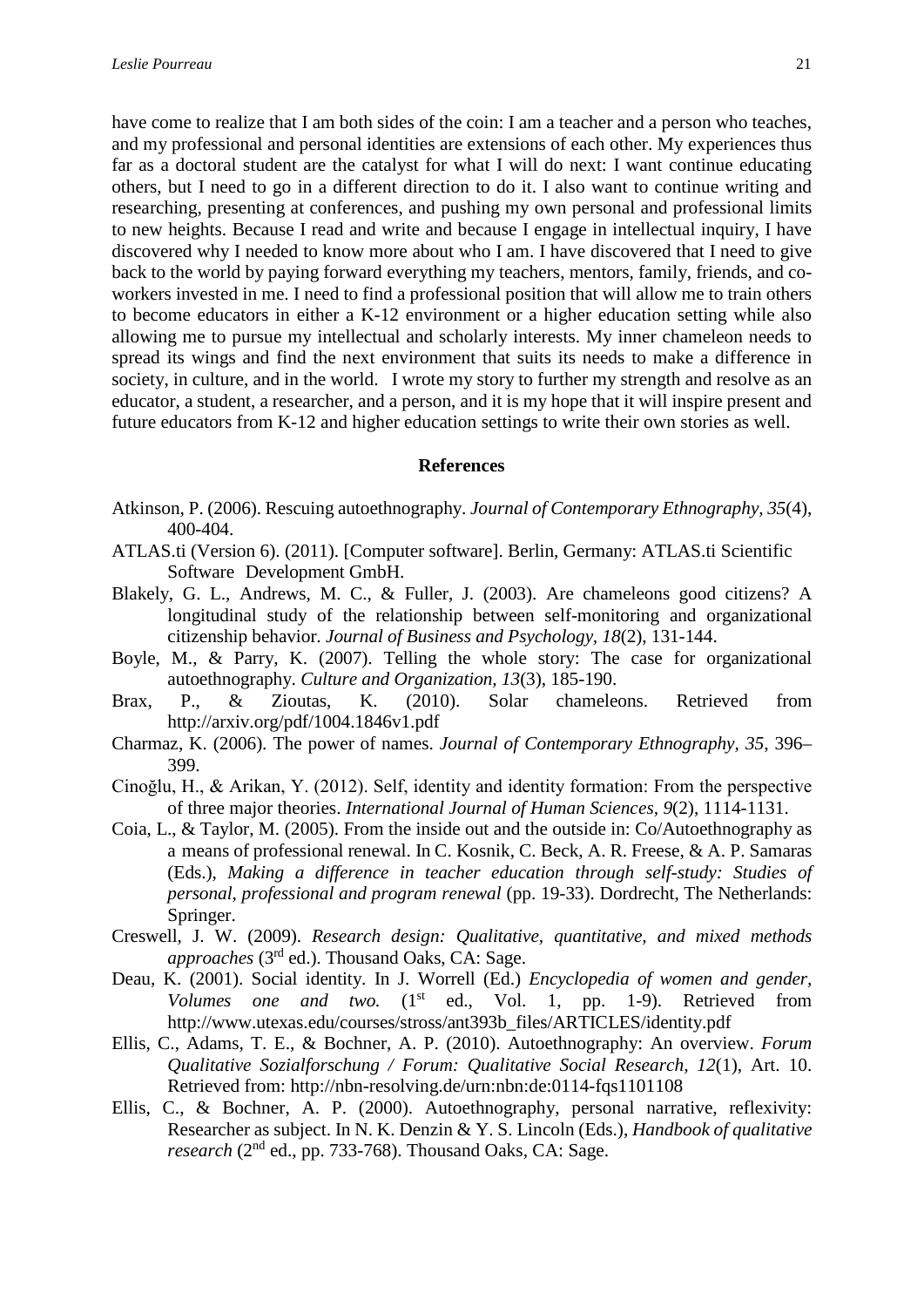have come to realize that I am both sides of the coin: I am a teacher and a person who teaches, and my professional and personal identities are extensions of each other. My experiences thus far as a doctoral student are the catalyst for what I will do next: I want continue educating others, but I need to go in a different direction to do it. I also want to continue writing and researching, presenting at conferences, and pushing my own personal and professional limits to new heights. Because I read and write and because I engage in intellectual inquiry, I have discovered why I needed to know more about who I am. I have discovered that I need to give back to the world by paying forward everything my teachers, mentors, family, friends, and co-workers invested in me. I need to find a professional position that will allow me to train others to become educators in either a K-12 environment or a higher education setting while also allowing me to pursue my intellectual and scholarly interests. My inner chameleon needs to spread its wings and find the next environment that suits its needs to make a difference in society, in culture, and in the world. I wrote my story to further my strength and resolve as an educator, a student, a researcher, and a person, and it is my hope that it will inspire present and future educators from K-12 and higher education settings to write their own stories as well.

## References

Atkinson, P. (2006). Rescuing autoethnography. *Journal of Contemporary Ethnography, 35*(4), 400-404.

ATLAS.ti (Version 6). (2011). [Computer software]. Berlin, Germany: ATLAS.ti Scientific Software Development GmbH.

Blakely, G. L., Andrews, M. C., & Fuller, J. (2003). Are chameleons good citizens? A longitudinal study of the relationship between self-monitoring and organizational citizenship behavior. *Journal of Business and Psychology, 18*(2), 131-144.

Boyle, M., & Parry, K. (2007). Telling the whole story: The case for organizational autoethnography. *Culture and Organization, 13*(3), 185-190.

Brax, P., & Zioutas, K. (2010). Solar chameleons. Retrieved from http://arxiv.org/pdf/1004.1846v1.pdf

Charmaz, K. (2006). The power of names. *Journal of Contemporary Ethnography, 35*, 396–399.

Cinoğlu, H., & Arikan, Y. (2012). Self, identity and identity formation: From the perspective of three major theories. *International Journal of Human Sciences, 9*(2), 1114-1131.

Coia, L., & Taylor, M. (2005). From the inside out and the outside in: Co/Autoethnography as a means of professional renewal. In C. Kosnik, C. Beck, A. R. Freese, & A. P. Samaras (Eds.), *Making a difference in teacher education through self-study: Studies of personal, professional and program renewal* (pp. 19-33). Dordrecht, The Netherlands: Springer.

Creswell, J. W. (2009). *Research design: Qualitative, quantitative, and mixed methods approaches* (3rd ed.). Thousand Oaks, CA: Sage.

Deau, K. (2001). Social identity. In J. Worrell (Ed.) *Encyclopedia of women and gender, Volumes one and two.* (1st ed., Vol. 1, pp. 1-9). Retrieved from http://www.utexas.edu/courses/stross/ant393b_files/ARTICLES/identity.pdf

Ellis, C., Adams, T. E., & Bochner, A. P. (2010). Autoethnography: An overview. *Forum Qualitative Sozialforschung / Forum: Qualitative Social Research, 12*(1), Art. 10. Retrieved from: http://nbn-resolving.de/urn:nbn:de:0114-fqs1101108

Ellis, C., & Bochner, A. P. (2000). Autoethnography, personal narrative, reflexivity: Researcher as subject. In N. K. Denzin & Y. S. Lincoln (Eds.), *Handbook of qualitative research* (2nd ed., pp. 733-768). Thousand Oaks, CA: Sage.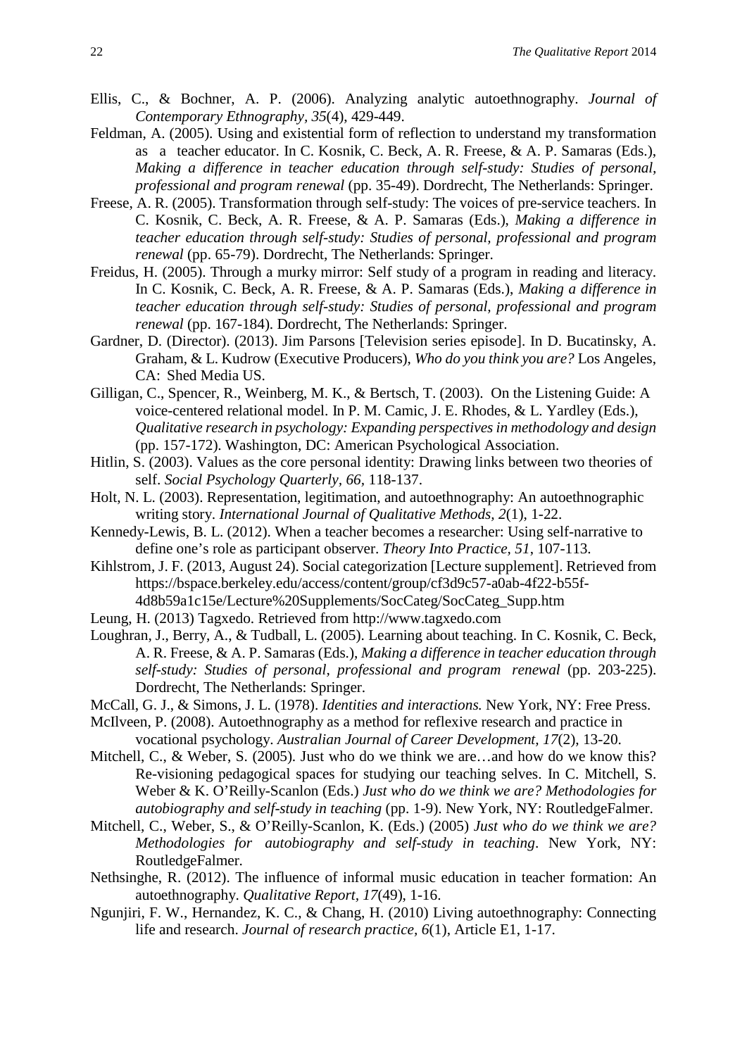Ellis, C., & Bochner, A. P. (2006). Analyzing analytic autoethnography. *Journal of Contemporary Ethnography, 35*(4), 429-449.

Feldman, A. (2005). Using and existential form of reflection to understand my transformation as a teacher educator. In C. Kosnik, C. Beck, A. R. Freese, & A. P. Samaras (Eds.), *Making a difference in teacher education through self-study: Studies of personal, professional and program renewal* (pp. 35-49). Dordrecht, The Netherlands: Springer.

Freese, A. R. (2005). Transformation through self-study: The voices of pre-service teachers. In C. Kosnik, C. Beck, A. R. Freese, & A. P. Samaras (Eds.), *Making a difference in teacher education through self-study: Studies of personal, professional and program renewal* (pp. 65-79). Dordrecht, The Netherlands: Springer.

Freidus, H. (2005). Through a murky mirror: Self study of a program in reading and literacy. In C. Kosnik, C. Beck, A. R. Freese, & A. P. Samaras (Eds.), *Making a difference in teacher education through self-study: Studies of personal, professional and program renewal* (pp. 167-184). Dordrecht, The Netherlands: Springer.

Gardner, D. (Director). (2013). Jim Parsons [Television series episode]. In D. Bucatinsky, A. Graham, & L. Kudrow (Executive Producers), *Who do you think you are?* Los Angeles, CA: Shed Media US.

Gilligan, C., Spencer, R., Weinberg, M. K., & Bertsch, T. (2003). On the Listening Guide: A voice-centered relational model. In P. M. Camic, J. E. Rhodes, & L. Yardley (Eds.), *Qualitative research in psychology: Expanding perspectives in methodology and design* (pp. 157-172). Washington, DC: American Psychological Association.

Hitlin, S. (2003). Values as the core personal identity: Drawing links between two theories of self. *Social Psychology Quarterly, 66*, 118-137.

Holt, N. L. (2003). Representation, legitimation, and autoethnography: An autoethnographic writing story. *International Journal of Qualitative Methods, 2*(1), 1-22.

Kennedy-Lewis, B. L. (2012). When a teacher becomes a researcher: Using self-narrative to define one's role as participant observer. *Theory Into Practice, 51*, 107-113.

Kihlstrom, J. F. (2013, August 24). Social categorization [Lecture supplement]. Retrieved from https://bspace.berkeley.edu/access/content/group/cf3d9c57-a0ab-4f22-b55f-4d8b59a1c15e/Lecture%20Supplements/SocCateg/SocCateg_Supp.htm

Leung, H. (2013) Tagxedo. Retrieved from http://www.tagxedo.com

Loughran, J., Berry, A., & Tudball, L. (2005). Learning about teaching. In C. Kosnik, C. Beck, A. R. Freese, & A. P. Samaras (Eds.), *Making a difference in teacher education through self-study: Studies of personal, professional and program renewal* (pp. 203-225). Dordrecht, The Netherlands: Springer.

McCall, G. J., & Simons, J. L. (1978). *Identities and interactions.* New York, NY: Free Press.

McIlveen, P. (2008). Autoethnography as a method for reflexive research and practice in vocational psychology. *Australian Journal of Career Development, 17*(2), 13-20.

Mitchell, C., & Weber, S. (2005). Just who do we think we are…and how do we know this? Re-visioning pedagogical spaces for studying our teaching selves. In C. Mitchell, S. Weber & K. O'Reilly-Scanlon (Eds.) *Just who do we think we are? Methodologies for autobiography and self-study in teaching* (pp. 1-9). New York, NY: RoutledgeFalmer.

Mitchell, C., Weber, S., & O'Reilly-Scanlon, K. (Eds.) (2005) *Just who do we think we are? Methodologies for autobiography and self-study in teaching*. New York, NY: RoutledgeFalmer.

Nethsinghe, R. (2012). The influence of informal music education in teacher formation: An autoethnography. *Qualitative Report, 17*(49), 1-16.

Ngunjiri, F. W., Hernandez, K. C., & Chang, H. (2010) Living autoethnography: Connecting life and research. *Journal of research practice, 6*(1), Article E1, 1-17.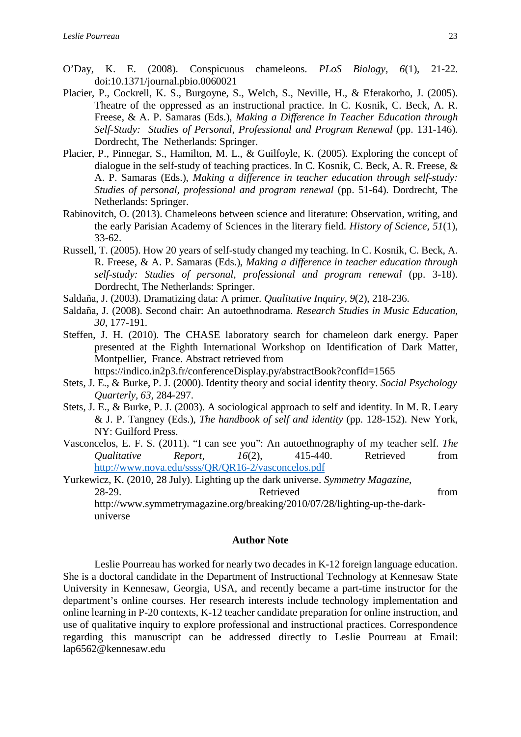O'Day, K. E. (2008). Conspicuous chameleons. *PLoS Biology, 6*(1), 21-22. doi:10.1371/journal.pbio.0060021

Placier, P., Cockrell, K. S., Burgoyne, S., Welch, S., Neville, H., & Eferakorho, J. (2005). Theatre of the oppressed as an instructional practice. In C. Kosnik, C. Beck, A. R. Freese, & A. P. Samaras (Eds.), *Making a Difference In Teacher Education through Self-Study: Studies of Personal, Professional and Program Renewal* (pp. 131-146). Dordrecht, The Netherlands: Springer.

Placier, P., Pinnegar, S., Hamilton, M. L., & Guilfoyle, K. (2005). Exploring the concept of dialogue in the self-study of teaching practices. In C. Kosnik, C. Beck, A. R. Freese, & A. P. Samaras (Eds.), *Making a difference in teacher education through self-study: Studies of personal, professional and program renewal* (pp. 51-64). Dordrecht, The Netherlands: Springer.

Rabinovitch, O. (2013). Chameleons between science and literature: Observation, writing, and the early Parisian Academy of Sciences in the literary field. *History of Science, 51*(1), 33-62.

Russell, T. (2005). How 20 years of self-study changed my teaching. In C. Kosnik, C. Beck, A. R. Freese, & A. P. Samaras (Eds.), *Making a difference in teacher education through self-study: Studies of personal, professional and program renewal* (pp. 3-18). Dordrecht, The Netherlands: Springer.

Saldaña, J. (2003). Dramatizing data: A primer. *Qualitative Inquiry, 9*(2), 218-236.

Saldaña, J. (2008). Second chair: An autoethnodrama. *Research Studies in Music Education, 30,* 177-191.

Steffen, J. H. (2010). The CHASE laboratory search for chameleon dark energy. Paper presented at the Eighth International Workshop on Identification of Dark Matter, Montpellier, France. Abstract retrieved from https://indico.in2p3.fr/conferenceDisplay.py/abstractBook?confId=1565

Stets, J. E., & Burke, P. J. (2000). Identity theory and social identity theory. *Social Psychology Quarterly, 63,* 284-297.

Stets, J. E., & Burke, P. J. (2003). A sociological approach to self and identity. In M. R. Leary & J. P. Tangney (Eds.), *The handbook of self and identity* (pp. 128-152). New York, NY: Guilford Press.

Vasconcelos, E. F. S. (2011). "I can see you": An autoethnography of my teacher self. *The Qualitative Report, 16*(2), 415-440. Retrieved from http://www.nova.edu/ssss/QR/QR16-2/vasconcelos.pdf

Yurkewicz, K. (2010, 28 July). Lighting up the dark universe. *Symmetry Magazine*, 28-29. Retrieved from http://www.symmetrymagazine.org/breaking/2010/07/28/lighting-up-the-dark-universe

## Author Note

Leslie Pourreau has worked for nearly two decades in K-12 foreign language education. She is a doctoral candidate in the Department of Instructional Technology at Kennesaw State University in Kennesaw, Georgia, USA, and recently became a part-time instructor for the department's online courses. Her research interests include technology implementation and online learning in P-20 contexts, K-12 teacher candidate preparation for online instruction, and use of qualitative inquiry to explore professional and instructional practices. Correspondence regarding this manuscript can be addressed directly to Leslie Pourreau at Email: lap6562@kennesaw.edu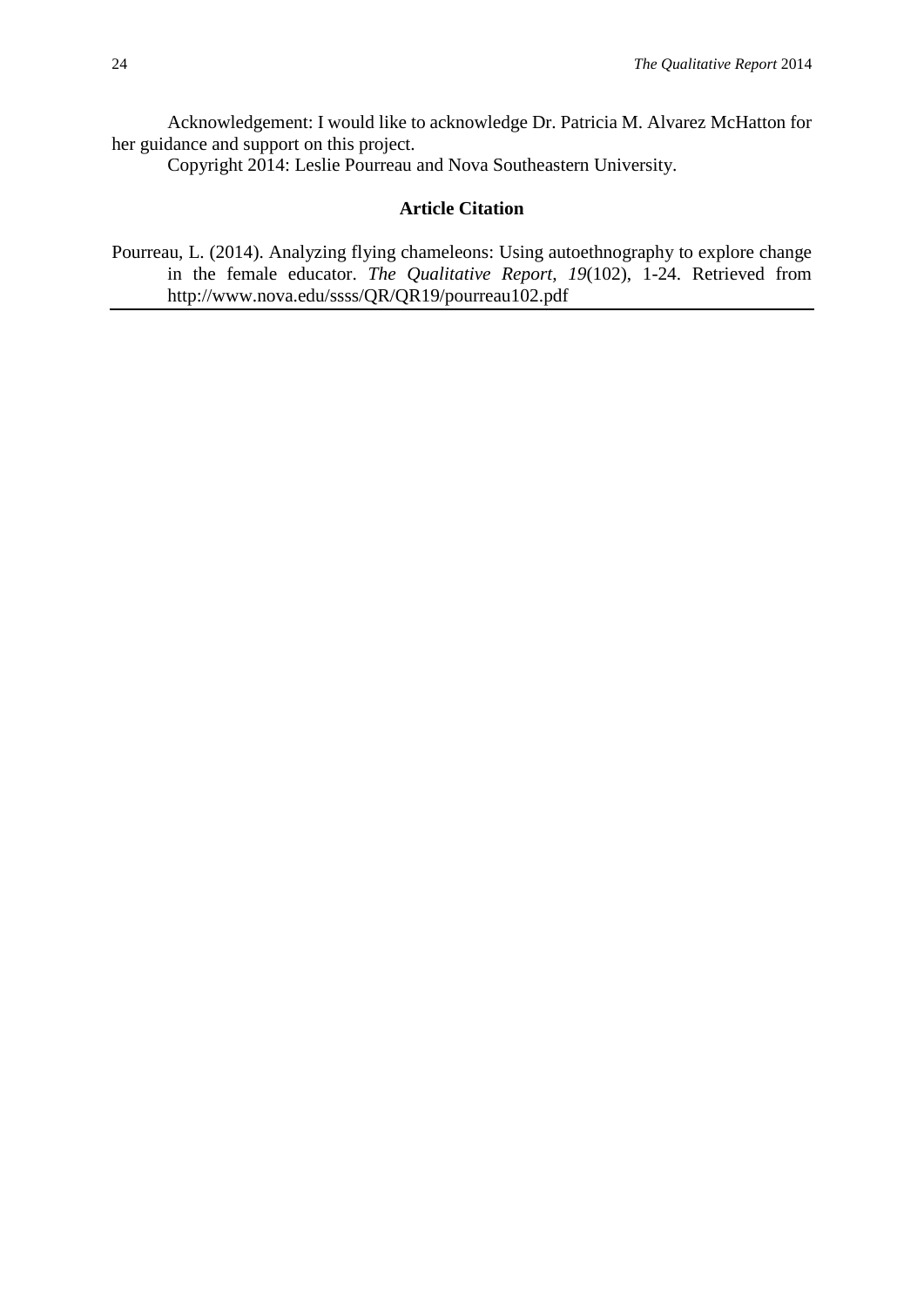Acknowledgement: I would like to acknowledge Dr. Patricia M. Alvarez McHatton for her guidance and support on this project.

Copyright 2014: Leslie Pourreau and Nova Southeastern University.

## Article Citation

Pourreau, L. (2014). Analyzing flying chameleons: Using autoethnography to explore change in the female educator. *The Qualitative Report, 19*(102), 1-24. Retrieved from http://www.nova.edu/ssss/QR/QR19/pourreau102.pdf